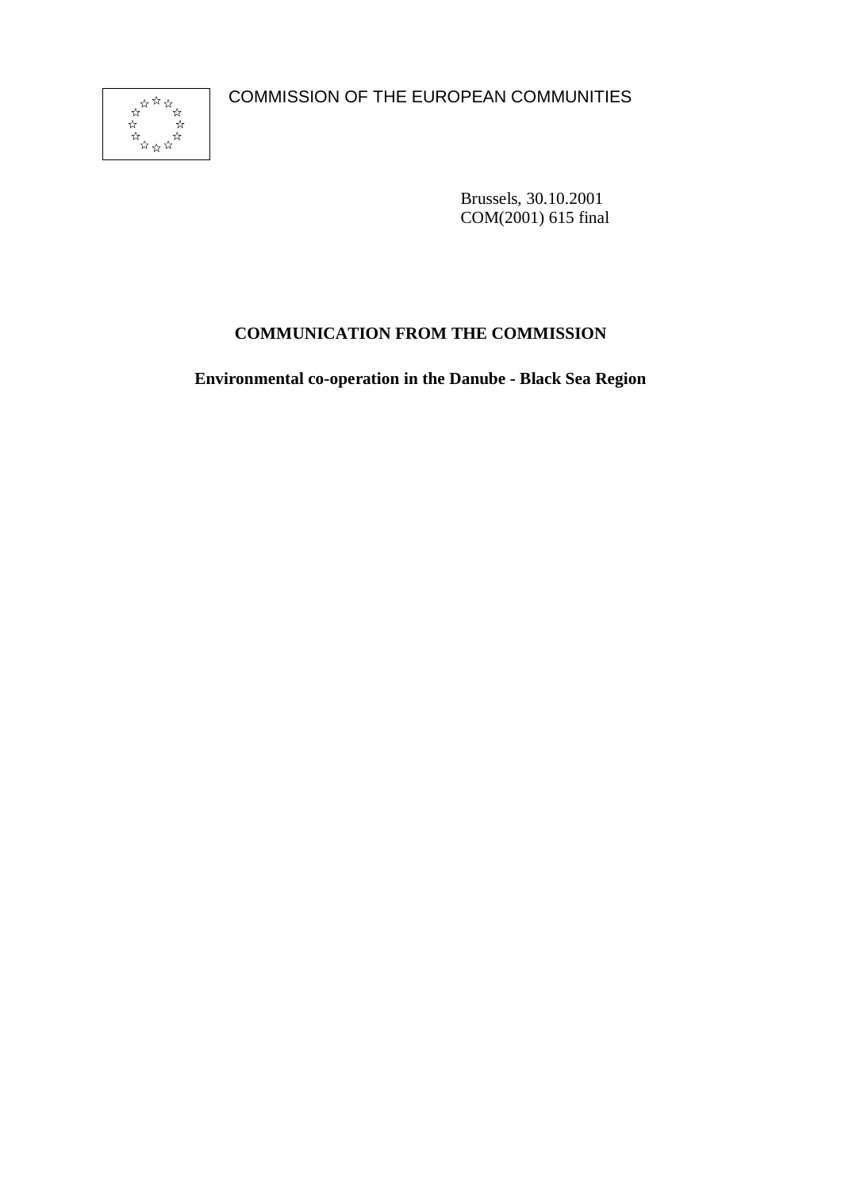COMMISSION OF THE EUROPEAN COMMUNITIES

Brussels, 30.10.2001
COM(2001) 615 final

# COMMUNICATION FROM THE COMMISSION

## Environmental co-operation in the Danube - Black Sea Region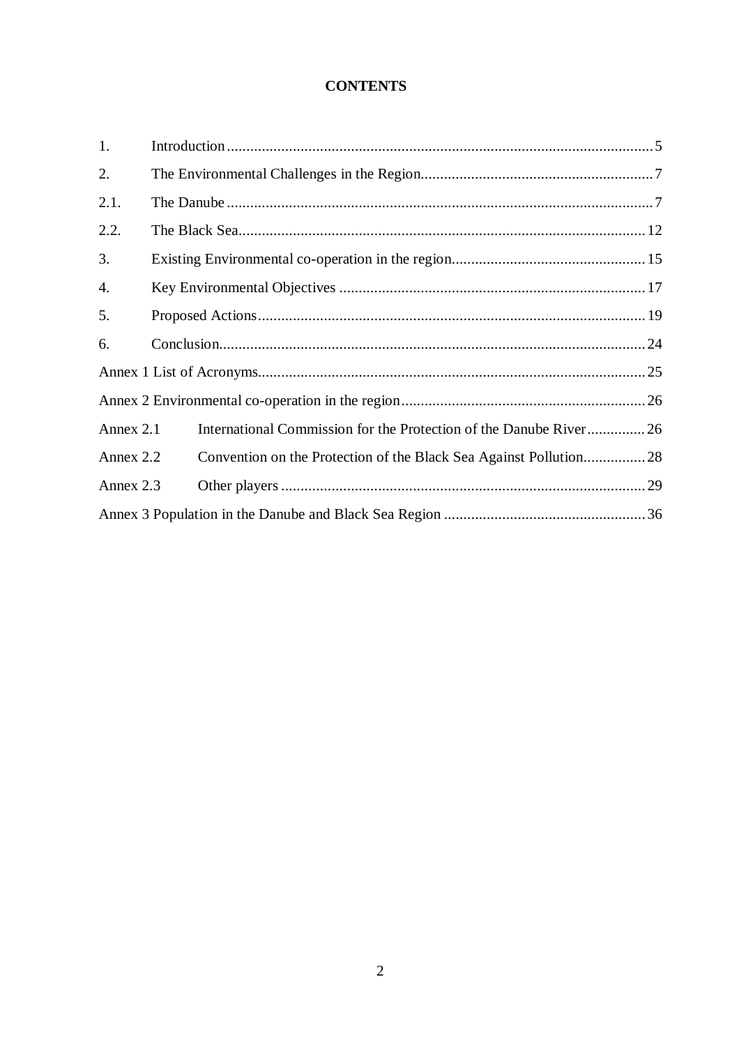**CONTENTS**

1. Introduction ... 5
2. The Environmental Challenges in the Region ... 7
2.1. The Danube ... 7
2.2. The Black Sea ... 12
3. Existing Environmental co-operation in the region ... 15
4. Key Environmental Objectives ... 17
5. Proposed Actions ... 19
6. Conclusion ... 24

Annex 1 List of Acronyms ... 25

Annex 2 Environmental co-operation in the region ... 26

Annex 2.1 International Commission for the Protection of the Danube River ... 26

Annex 2.2 Convention on the Protection of the Black Sea Against Pollution ... 28

Annex 2.3 Other players ... 29

Annex 3 Population in the Danube and Black Sea Region ... 36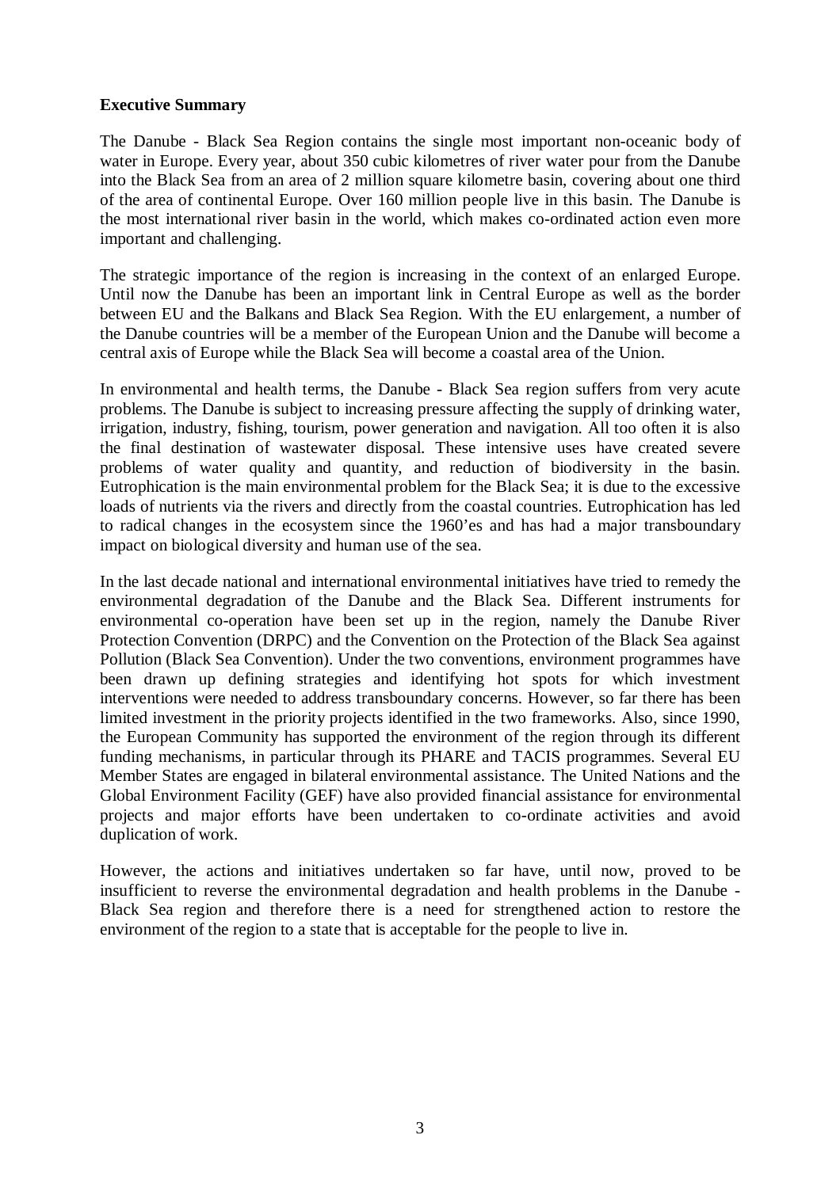**Executive Summary**

The Danube - Black Sea Region contains the single most important non-oceanic body of water in Europe. Every year, about 350 cubic kilometres of river water pour from the Danube into the Black Sea from an area of 2 million square kilometre basin, covering about one third of the area of continental Europe. Over 160 million people live in this basin. The Danube is the most international river basin in the world, which makes co-ordinated action even more important and challenging.

The strategic importance of the region is increasing in the context of an enlarged Europe. Until now the Danube has been an important link in Central Europe as well as the border between EU and the Balkans and Black Sea Region. With the EU enlargement, a number of the Danube countries will be a member of the European Union and the Danube will become a central axis of Europe while the Black Sea will become a coastal area of the Union.

In environmental and health terms, the Danube - Black Sea region suffers from very acute problems. The Danube is subject to increasing pressure affecting the supply of drinking water, irrigation, industry, fishing, tourism, power generation and navigation. All too often it is also the final destination of wastewater disposal. These intensive uses have created severe problems of water quality and quantity, and reduction of biodiversity in the basin. Eutrophication is the main environmental problem for the Black Sea; it is due to the excessive loads of nutrients via the rivers and directly from the coastal countries. Eutrophication has led to radical changes in the ecosystem since the 1960'es and has had a major transboundary impact on biological diversity and human use of the sea.

In the last decade national and international environmental initiatives have tried to remedy the environmental degradation of the Danube and the Black Sea. Different instruments for environmental co-operation have been set up in the region, namely the Danube River Protection Convention (DRPC) and the Convention on the Protection of the Black Sea against Pollution (Black Sea Convention). Under the two conventions, environment programmes have been drawn up defining strategies and identifying hot spots for which investment interventions were needed to address transboundary concerns. However, so far there has been limited investment in the priority projects identified in the two frameworks. Also, since 1990, the European Community has supported the environment of the region through its different funding mechanisms, in particular through its PHARE and TACIS programmes. Several EU Member States are engaged in bilateral environmental assistance. The United Nations and the Global Environment Facility (GEF) have also provided financial assistance for environmental projects and major efforts have been undertaken to co-ordinate activities and avoid duplication of work.

However, the actions and initiatives undertaken so far have, until now, proved to be insufficient to reverse the environmental degradation and health problems in the Danube - Black Sea region and therefore there is a need for strengthened action to restore the environment of the region to a state that is acceptable for the people to live in.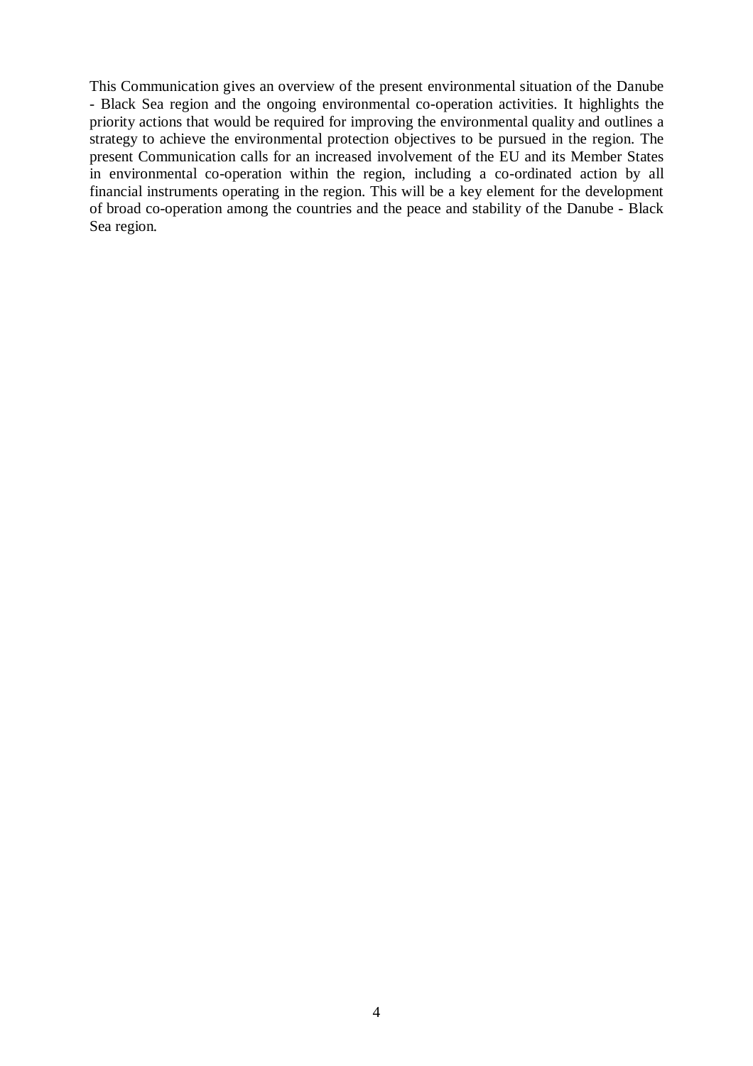This Communication gives an overview of the present environmental situation of the Danube - Black Sea region and the ongoing environmental co-operation activities. It highlights the priority actions that would be required for improving the environmental quality and outlines a strategy to achieve the environmental protection objectives to be pursued in the region. The present Communication calls for an increased involvement of the EU and its Member States in environmental co-operation within the region, including a co-ordinated action by all financial instruments operating in the region. This will be a key element for the development of broad co-operation among the countries and the peace and stability of the Danube - Black Sea region.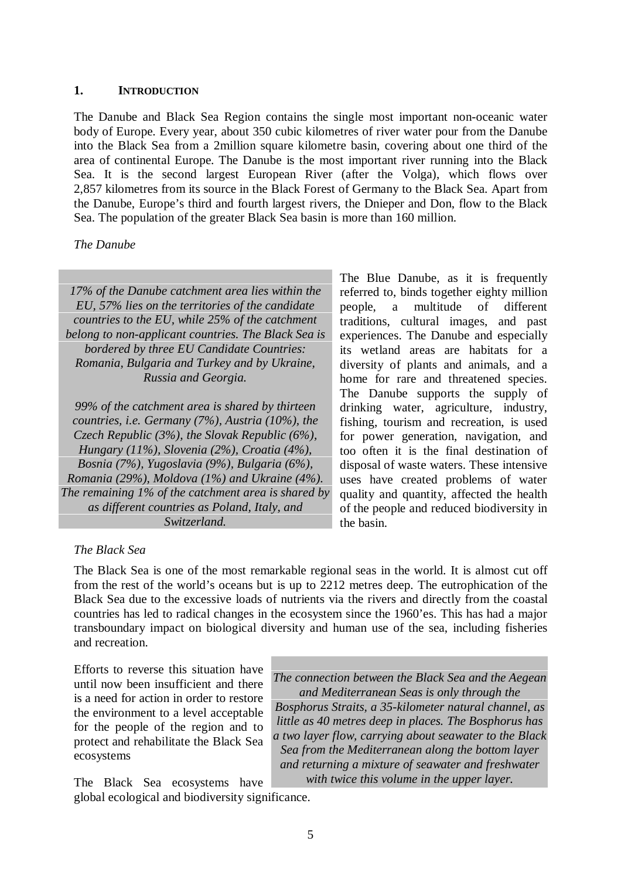## 1. Introduction

The Danube and Black Sea Region contains the single most important non-oceanic water body of Europe. Every year, about 350 cubic kilometres of river water pour from the Danube into the Black Sea from a 2million square kilometre basin, covering about one third of the area of continental Europe. The Danube is the most important river running into the Black Sea. It is the second largest European River (after the Volga), which flows over 2,857 kilometres from its source in the Black Forest of Germany to the Black Sea. Apart from the Danube, Europe's third and fourth largest rivers, the Dnieper and Don, flow to the Black Sea. The population of the greater Black Sea basin is more than 160 million.

*The Danube*

> *17% of the Danube catchment area lies within the EU, 57% lies on the territories of the candidate countries to the EU, while 25% of the catchment belong to non-applicant countries. The Black Sea is bordered by three EU Candidate Countries: Romania, Bulgaria and Turkey and by Ukraine, Russia and Georgia.*
>
> *99% of the catchment area is shared by thirteen countries, i.e. Germany (7%), Austria (10%), the Czech Republic (3%), the Slovak Republic (6%), Hungary (11%), Slovenia (2%), Croatia (4%), Bosnia (7%), Yugoslavia (9%), Bulgaria (6%), Romania (29%), Moldova (1%) and Ukraine (4%). The remaining 1% of the catchment area is shared by as different countries as Poland, Italy, and Switzerland.*

The Blue Danube, as it is frequently referred to, binds together eighty million people, a multitude of different traditions, cultural images, and past experiences. The Danube and especially its wetland areas are habitats for a diversity of plants and animals, and a home for rare and threatened species. The Danube supports the supply of drinking water, agriculture, industry, fishing, tourism and recreation, is used for power generation, navigation, and too often it is the final destination of disposal of waste waters. These intensive uses have created problems of water quality and quantity, affected the health of the people and reduced biodiversity in the basin.

*The Black Sea*

The Black Sea is one of the most remarkable regional seas in the world. It is almost cut off from the rest of the world's oceans but is up to 2212 metres deep. The eutrophication of the Black Sea due to the excessive loads of nutrients via the rivers and directly from the coastal countries has led to radical changes in the ecosystem since the 1960'es. This has had a major transboundary impact on biological diversity and human use of the sea, including fisheries and recreation.

> *The connection between the Black Sea and the Aegean and Mediterranean Seas is only through the Bosphorus Straits, a 35-kilometer natural channel, as little as 40 metres deep in places. The Bosphorus has a two layer flow, carrying about seawater to the Black Sea from the Mediterranean along the bottom layer and returning a mixture of seawater and freshwater with twice this volume in the upper layer.*

Efforts to reverse this situation have until now been insufficient and there is a need for action in order to restore the environment to a level acceptable for the people of the region and to protect and rehabilitate the Black Sea ecosystems

The Black Sea ecosystems have global ecological and biodiversity significance.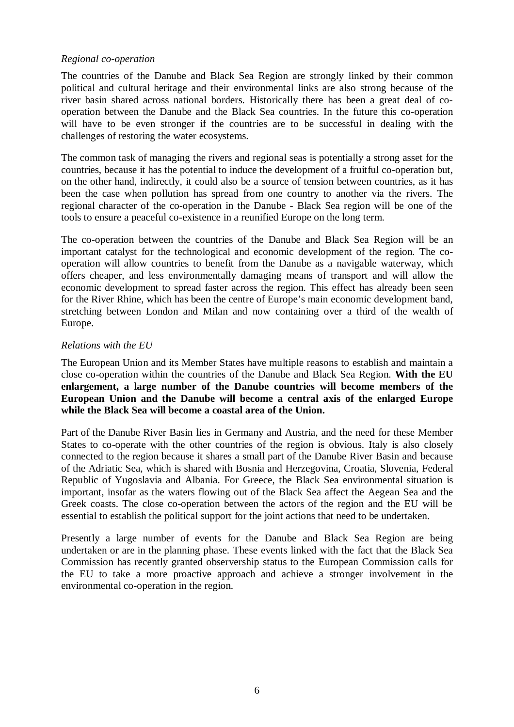*Regional co-operation*

The countries of the Danube and Black Sea Region are strongly linked by their common political and cultural heritage and their environmental links are also strong because of the river basin shared across national borders. Historically there has been a great deal of co-operation between the Danube and the Black Sea countries. In the future this co-operation will have to be even stronger if the countries are to be successful in dealing with the challenges of restoring the water ecosystems.

The common task of managing the rivers and regional seas is potentially a strong asset for the countries, because it has the potential to induce the development of a fruitful co-operation but, on the other hand, indirectly, it could also be a source of tension between countries, as it has been the case when pollution has spread from one country to another via the rivers. The regional character of the co-operation in the Danube - Black Sea region will be one of the tools to ensure a peaceful co-existence in a reunified Europe on the long term.

The co-operation between the countries of the Danube and Black Sea Region will be an important catalyst for the technological and economic development of the region. The co-operation will allow countries to benefit from the Danube as a navigable waterway, which offers cheaper, and less environmentally damaging means of transport and will allow the economic development to spread faster across the region. This effect has already been seen for the River Rhine, which has been the centre of Europe's main economic development band, stretching between London and Milan and now containing over a third of the wealth of Europe.

*Relations with the EU*

The European Union and its Member States have multiple reasons to establish and maintain a close co-operation within the countries of the Danube and Black Sea Region. **With the EU enlargement, a large number of the Danube countries will become members of the European Union and the Danube will become a central axis of the enlarged Europe while the Black Sea will become a coastal area of the Union.**

Part of the Danube River Basin lies in Germany and Austria, and the need for these Member States to co-operate with the other countries of the region is obvious. Italy is also closely connected to the region because it shares a small part of the Danube River Basin and because of the Adriatic Sea, which is shared with Bosnia and Herzegovina, Croatia, Slovenia, Federal Republic of Yugoslavia and Albania. For Greece, the Black Sea environmental situation is important, insofar as the waters flowing out of the Black Sea affect the Aegean Sea and the Greek coasts. The close co-operation between the actors of the region and the EU will be essential to establish the political support for the joint actions that need to be undertaken.

Presently a large number of events for the Danube and Black Sea Region are being undertaken or are in the planning phase. These events linked with the fact that the Black Sea Commission has recently granted observership status to the European Commission calls for the EU to take a more proactive approach and achieve a stronger involvement in the environmental co-operation in the region.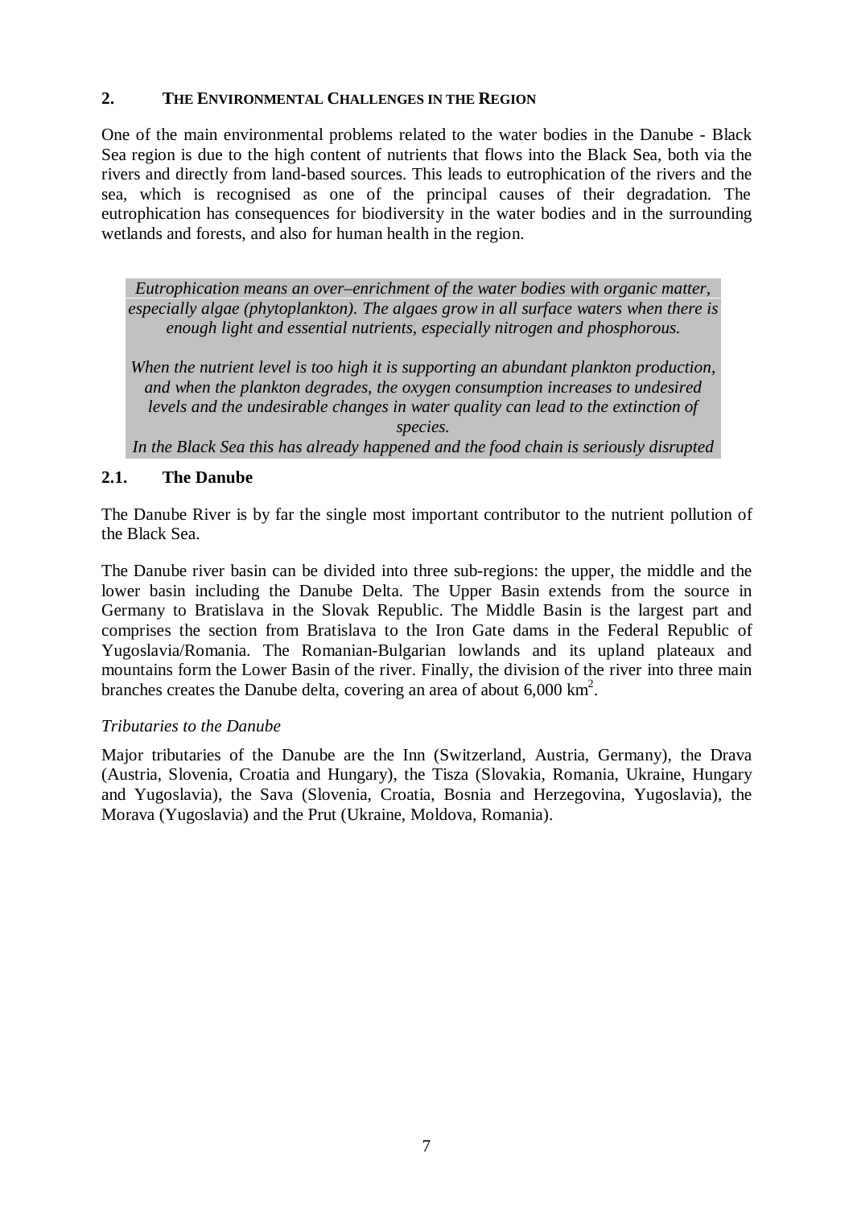## 2. THE ENVIRONMENTAL CHALLENGES IN THE REGION

One of the main environmental problems related to the water bodies in the Danube - Black Sea region is due to the high content of nutrients that flows into the Black Sea, both via the rivers and directly from land-based sources. This leads to eutrophication of the rivers and the sea, which is recognised as one of the principal causes of their degradation. The eutrophication has consequences for biodiversity in the water bodies and in the surrounding wetlands and forests, and also for human health in the region.

> *Eutrophication means an over–enrichment of the water bodies with organic matter, especially algae (phytoplankton). The algaes grow in all surface waters when there is enough light and essential nutrients, especially nitrogen and phosphorous.*
>
> *When the nutrient level is too high it is supporting an abundant plankton production, and when the plankton degrades, the oxygen consumption increases to undesired levels and the undesirable changes in water quality can lead to the extinction of species.*
>
> *In the Black Sea this has already happened and the food chain is seriously disrupted*

### 2.1. The Danube

The Danube River is by far the single most important contributor to the nutrient pollution of the Black Sea.

The Danube river basin can be divided into three sub-regions: the upper, the middle and the lower basin including the Danube Delta. The Upper Basin extends from the source in Germany to Bratislava in the Slovak Republic. The Middle Basin is the largest part and comprises the section from Bratislava to the Iron Gate dams in the Federal Republic of Yugoslavia/Romania. The Romanian-Bulgarian lowlands and its upland plateaux and mountains form the Lower Basin of the river. Finally, the division of the river into three main branches creates the Danube delta, covering an area of about 6,000 km$^2$.

*Tributaries to the Danube*

Major tributaries of the Danube are the Inn (Switzerland, Austria, Germany), the Drava (Austria, Slovenia, Croatia and Hungary), the Tisza (Slovakia, Romania, Ukraine, Hungary and Yugoslavia), the Sava (Slovenia, Croatia, Bosnia and Herzegovina, Yugoslavia), the Morava (Yugoslavia) and the Prut (Ukraine, Moldova, Romania).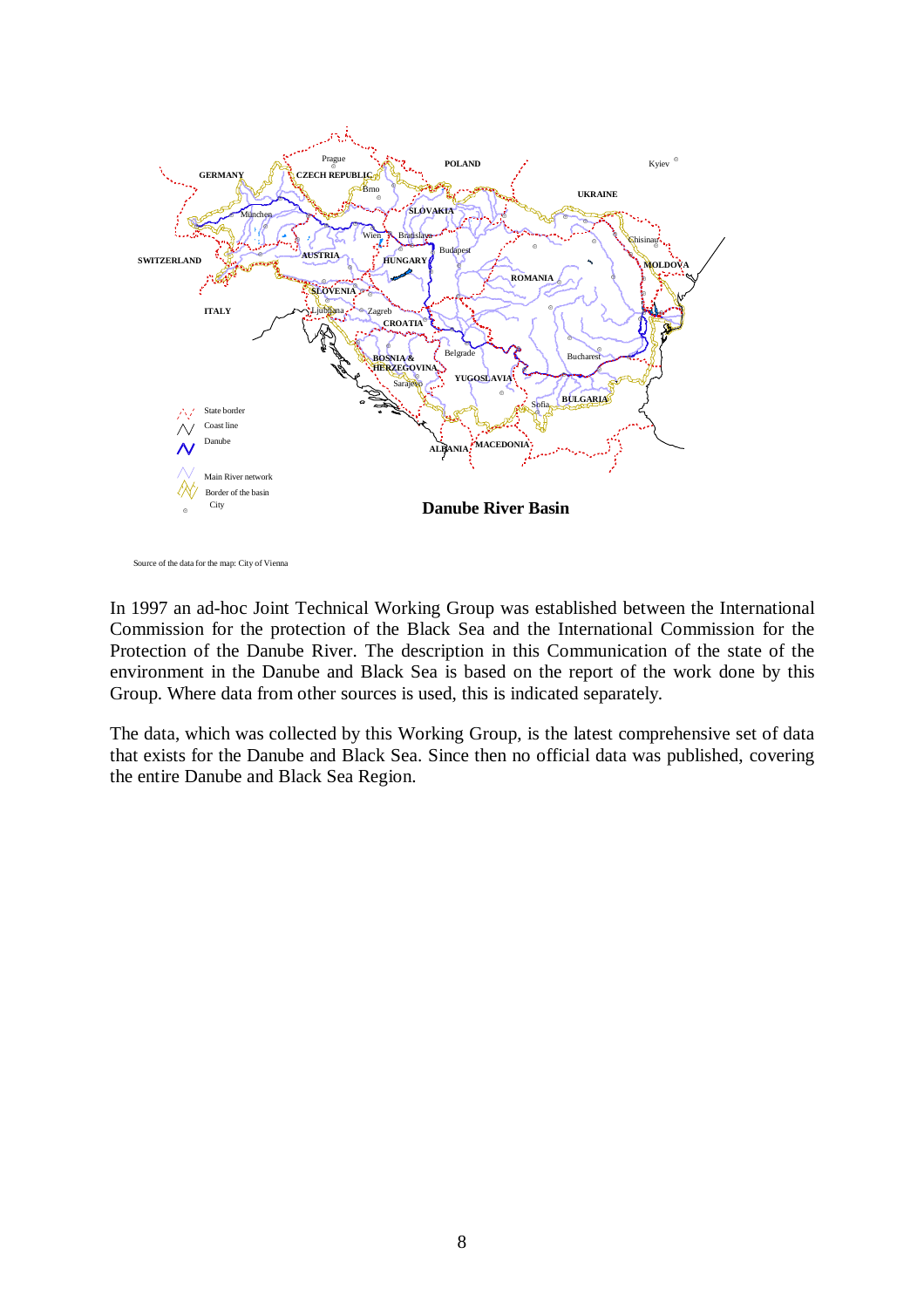**Danube River Basin**

Source of the data for the map: City of Vienna

In 1997 an ad-hoc Joint Technical Working Group was established between the International Commission for the protection of the Black Sea and the International Commission for the Protection of the Danube River. The description in this Communication of the state of the environment in the Danube and Black Sea is based on the report of the work done by this Group. Where data from other sources is used, this is indicated separately.

The data, which was collected by this Working Group, is the latest comprehensive set of data that exists for the Danube and Black Sea. Since then no official data was published, covering the entire Danube and Black Sea Region.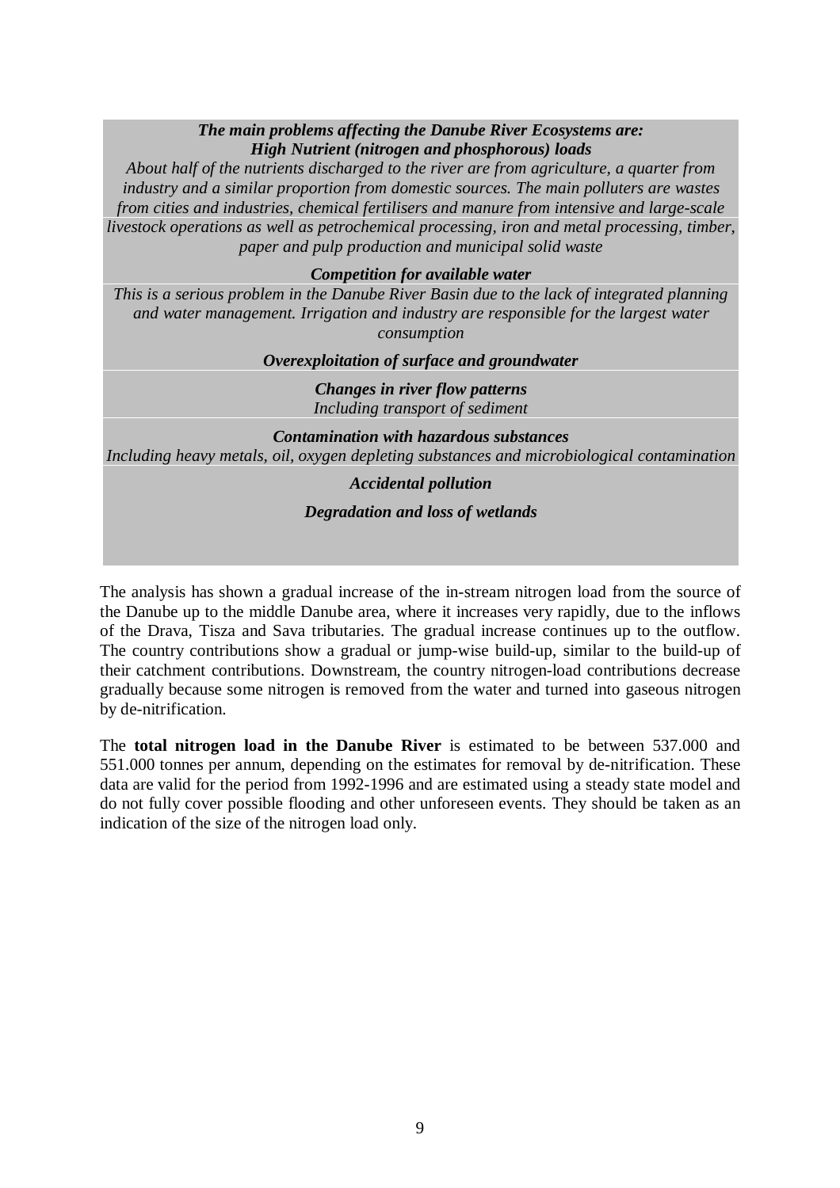***The main problems affecting the Danube River Ecosystems are:***
***High Nutrient (nitrogen and phosphorous) loads***

*About half of the nutrients discharged to the river are from agriculture, a quarter from industry and a similar proportion from domestic sources. The main polluters are wastes from cities and industries, chemical fertilisers and manure from intensive and large-scale livestock operations as well as petrochemical processing, iron and metal processing, timber, paper and pulp production and municipal solid waste*

***Competition for available water***

*This is a serious problem in the Danube River Basin due to the lack of integrated planning and water management. Irrigation and industry are responsible for the largest water consumption*

***Overexploitation of surface and groundwater***

***Changes in river flow patterns***

*Including transport of sediment*

***Contamination with hazardous substances***

*Including heavy metals, oil, oxygen depleting substances and microbiological contamination*

***Accidental pollution***

***Degradation and loss of wetlands***

The analysis has shown a gradual increase of the in-stream nitrogen load from the source of the Danube up to the middle Danube area, where it increases very rapidly, due to the inflows of the Drava, Tisza and Sava tributaries. The gradual increase continues up to the outflow. The country contributions show a gradual or jump-wise build-up, similar to the build-up of their catchment contributions. Downstream, the country nitrogen-load contributions decrease gradually because some nitrogen is removed from the water and turned into gaseous nitrogen by de-nitrification.

The **total nitrogen load in the Danube River** is estimated to be between 537.000 and 551.000 tonnes per annum, depending on the estimates for removal by de-nitrification. These data are valid for the period from 1992-1996 and are estimated using a steady state model and do not fully cover possible flooding and other unforeseen events. They should be taken as an indication of the size of the nitrogen load only.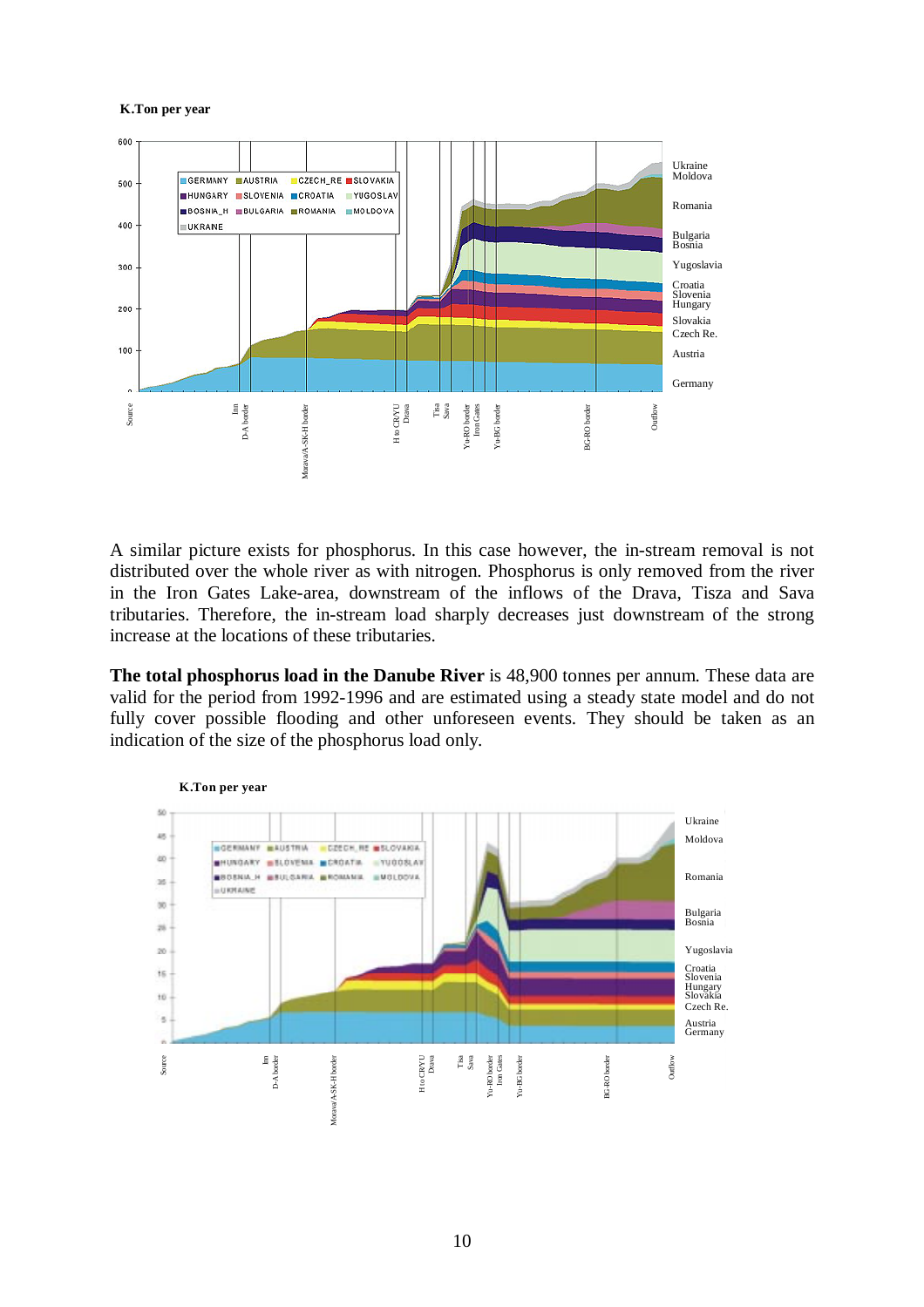K.Ton per year

A similar picture exists for phosphorus. In this case however, the in-stream removal is not distributed over the whole river as with nitrogen. Phosphorus is only removed from the river in the Iron Gates Lake-area, downstream of the inflows of the Drava, Tisza and Sava tributaries. Therefore, the in-stream load sharply decreases just downstream of the strong increase at the locations of these tributaries.

**The total phosphorus load in the Danube River** is 48,900 tonnes per annum. These data are valid for the period from 1992-1996 and are estimated using a steady state model and do not fully cover possible flooding and other unforeseen events. They should be taken as an indication of the size of the phosphorus load only.

K.Ton per year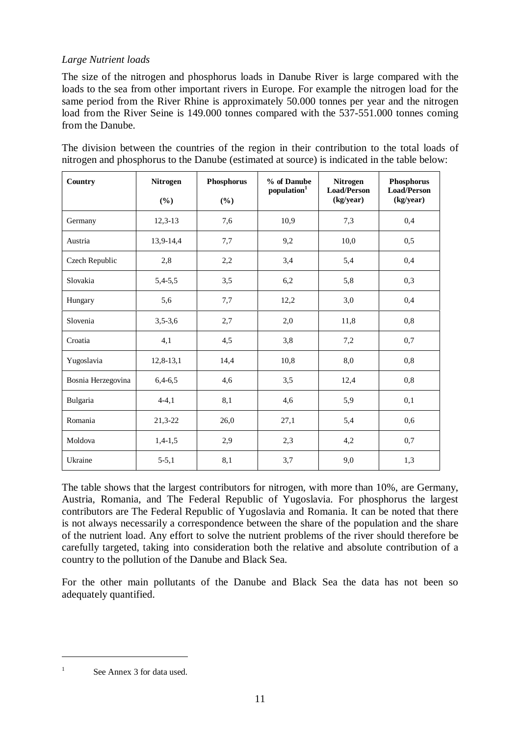*Large Nutrient loads*

The size of the nitrogen and phosphorus loads in Danube River is large compared with the loads to the sea from other important rivers in Europe. For example the nitrogen load for the same period from the River Rhine is approximately 50.000 tonnes per year and the nitrogen load from the River Seine is 149.000 tonnes compared with the 537-551.000 tonnes coming from the Danube.

The division between the countries of the region in their contribution to the total loads of nitrogen and phosphorus to the Danube (estimated at source) is indicated in the table below:

| Country | Nitrogen (%) | Phosphorus (%) | % of Danube population[1] | Nitrogen Load/Person (kg/year) | Phosphorus Load/Person (kg/year) |
|---|---|---|---|---|---|
| Germany | 12,3-13 | 7,6 | 10,9 | 7,3 | 0,4 |
| Austria | 13,9-14,4 | 7,7 | 9,2 | 10,0 | 0,5 |
| Czech Republic | 2,8 | 2,2 | 3,4 | 5,4 | 0,4 |
| Slovakia | 5,4-5,5 | 3,5 | 6,2 | 5,8 | 0,3 |
| Hungary | 5,6 | 7,7 | 12,2 | 3,0 | 0,4 |
| Slovenia | 3,5-3,6 | 2,7 | 2,0 | 11,8 | 0,8 |
| Croatia | 4,1 | 4,5 | 3,8 | 7,2 | 0,7 |
| Yugoslavia | 12,8-13,1 | 14,4 | 10,8 | 8,0 | 0,8 |
| Bosnia Herzegovina | 6,4-6,5 | 4,6 | 3,5 | 12,4 | 0,8 |
| Bulgaria | 4-4,1 | 8,1 | 4,6 | 5,9 | 0,1 |
| Romania | 21,3-22 | 26,0 | 27,1 | 5,4 | 0,6 |
| Moldova | 1,4-1,5 | 2,9 | 2,3 | 4,2 | 0,7 |
| Ukraine | 5-5,1 | 8,1 | 3,7 | 9,0 | 1,3 |

The table shows that the largest contributors for nitrogen, with more than 10%, are Germany, Austria, Romania, and The Federal Republic of Yugoslavia. For phosphorus the largest contributors are The Federal Republic of Yugoslavia and Romania. It can be noted that there is not always necessarily a correspondence between the share of the population and the share of the nutrient load. Any effort to solve the nutrient problems of the river should therefore be carefully targeted, taking into consideration both the relative and absolute contribution of a country to the pollution of the Danube and Black Sea.

For the other main pollutants of the Danube and Black Sea the data has not been so adequately quantified.

[1] See Annex 3 for data used.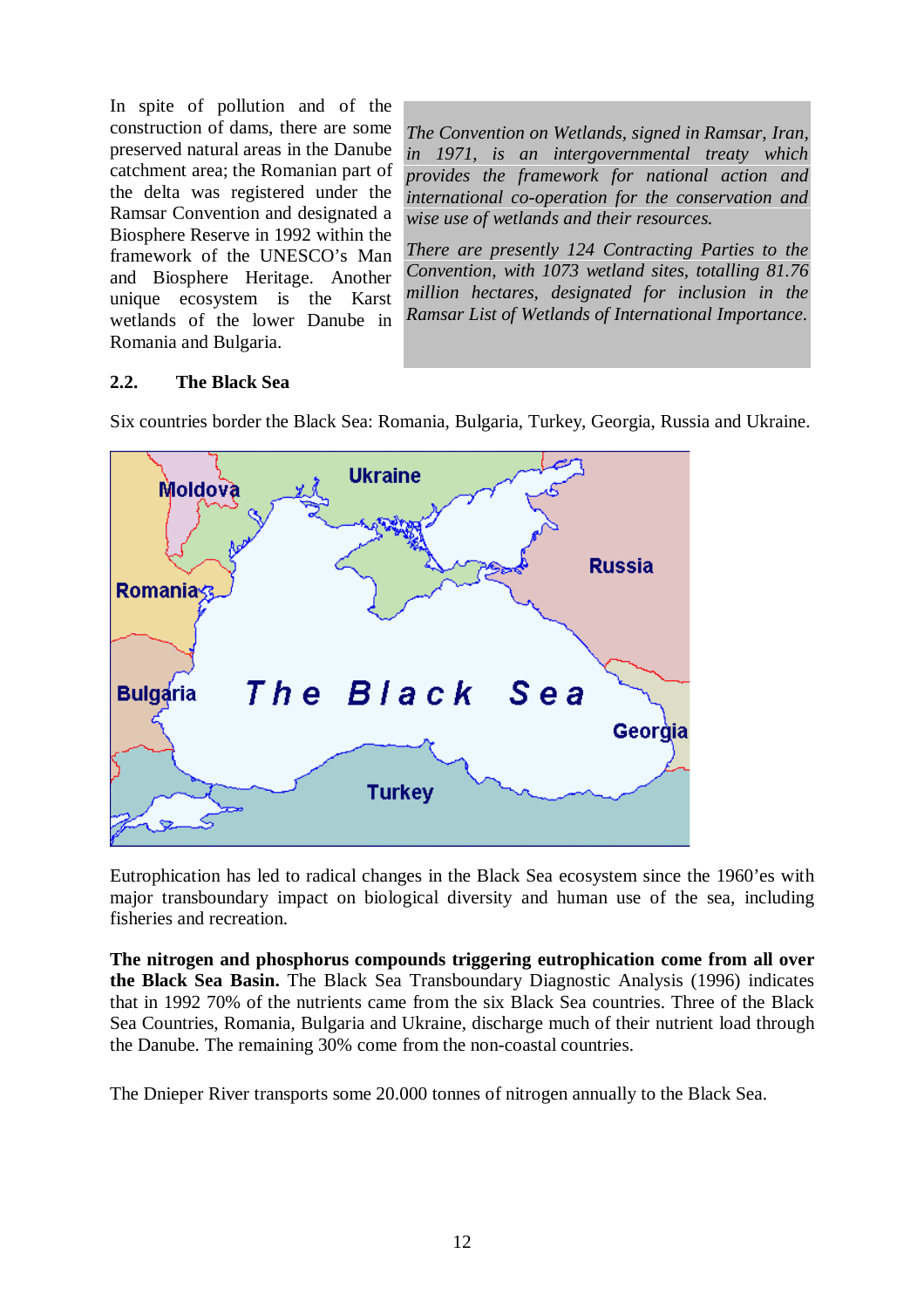In spite of pollution and of the construction of dams, there are some preserved natural areas in the Danube catchment area; the Romanian part of the delta was registered under the Ramsar Convention and designated a Biosphere Reserve in 1992 within the framework of the UNESCO's Man and Biosphere Heritage. Another unique ecosystem is the Karst wetlands of the lower Danube in Romania and Bulgaria.

*The Convention on Wetlands, signed in Ramsar, Iran, in 1971, is an intergovernmental treaty which provides the framework for national action and international co-operation for the conservation and wise use of wetlands and their resources.*

*There are presently 124 Contracting Parties to the Convention, with 1073 wetland sites, totalling 81.76 million hectares, designated for inclusion in the Ramsar List of Wetlands of International Importance.*

## 2.2. The Black Sea

Six countries border the Black Sea: Romania, Bulgaria, Turkey, Georgia, Russia and Ukraine.

Eutrophication has led to radical changes in the Black Sea ecosystem since the 1960'es with major transboundary impact on biological diversity and human use of the sea, including fisheries and recreation.

**The nitrogen and phosphorus compounds triggering eutrophication come from all over the Black Sea Basin.** The Black Sea Transboundary Diagnostic Analysis (1996) indicates that in 1992 70% of the nutrients came from the six Black Sea countries. Three of the Black Sea Countries, Romania, Bulgaria and Ukraine, discharge much of their nutrient load through the Danube. The remaining 30% come from the non-coastal countries.

The Dnieper River transports some 20.000 tonnes of nitrogen annually to the Black Sea.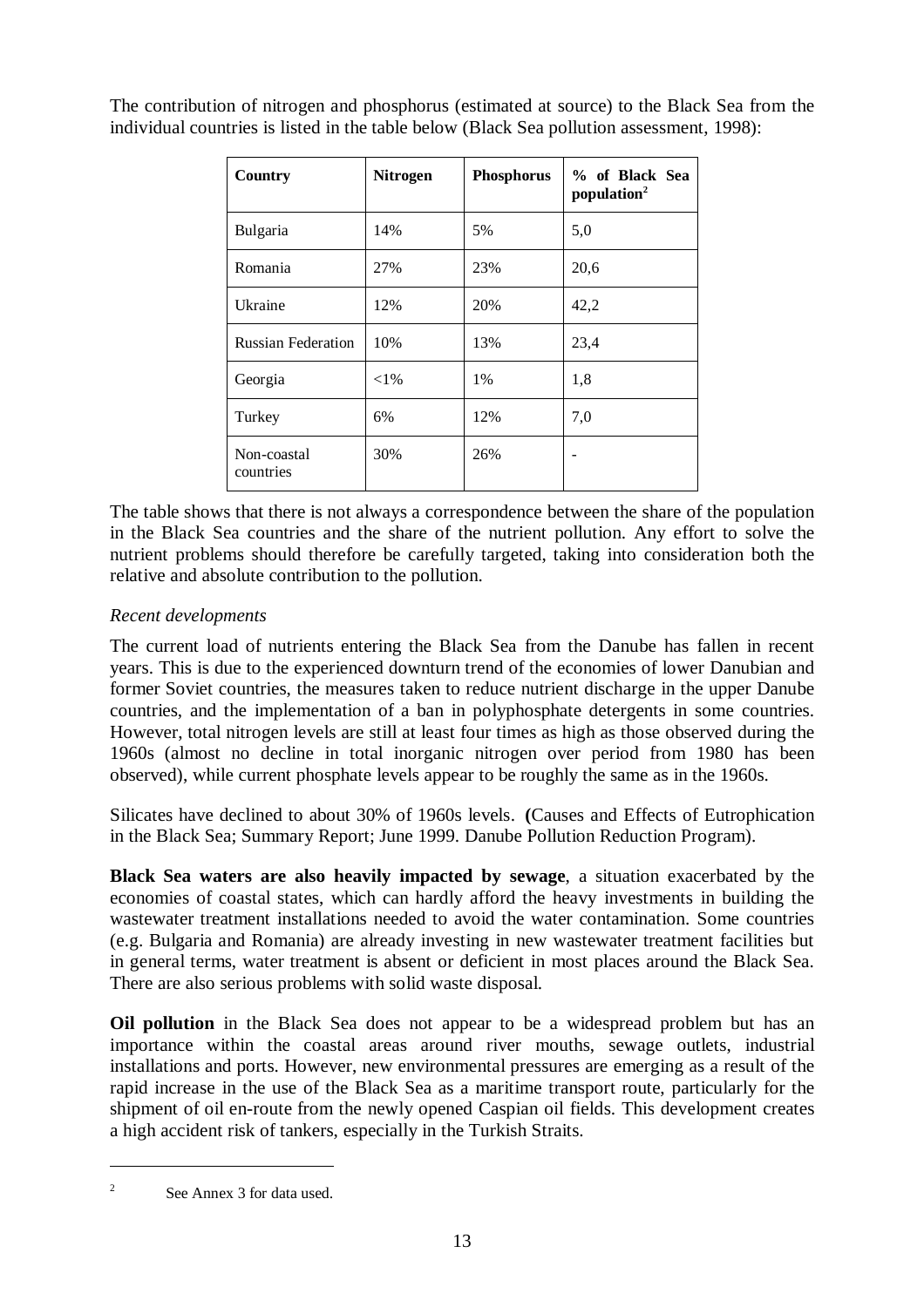The contribution of nitrogen and phosphorus (estimated at source) to the Black Sea from the individual countries is listed in the table below (Black Sea pollution assessment, 1998):

| Country | Nitrogen | Phosphorus | % of Black Sea population[2] |
|---|---|---|---|
| Bulgaria | 14% | 5% | 5,0 |
| Romania | 27% | 23% | 20,6 |
| Ukraine | 12% | 20% | 42,2 |
| Russian Federation | 10% | 13% | 23,4 |
| Georgia | <1% | 1% | 1,8 |
| Turkey | 6% | 12% | 7,0 |
| Non-coastal countries | 30% | 26% | - |

The table shows that there is not always a correspondence between the share of the population in the Black Sea countries and the share of the nutrient pollution. Any effort to solve the nutrient problems should therefore be carefully targeted, taking into consideration both the relative and absolute contribution to the pollution.

*Recent developments*

The current load of nutrients entering the Black Sea from the Danube has fallen in recent years. This is due to the experienced downturn trend of the economies of lower Danubian and former Soviet countries, the measures taken to reduce nutrient discharge in the upper Danube countries, and the implementation of a ban in polyphosphate detergents in some countries. However, total nitrogen levels are still at least four times as high as those observed during the 1960s (almost no decline in total inorganic nitrogen over period from 1980 has been observed), while current phosphate levels appear to be roughly the same as in the 1960s.

Silicates have declined to about 30% of 1960s levels. **(**Causes and Effects of Eutrophication in the Black Sea; Summary Report; June 1999. Danube Pollution Reduction Program).

**Black Sea waters are also heavily impacted by sewage**, a situation exacerbated by the economies of coastal states, which can hardly afford the heavy investments in building the wastewater treatment installations needed to avoid the water contamination. Some countries (e.g. Bulgaria and Romania) are already investing in new wastewater treatment facilities but in general terms, water treatment is absent or deficient in most places around the Black Sea. There are also serious problems with solid waste disposal.

**Oil pollution** in the Black Sea does not appear to be a widespread problem but has an importance within the coastal areas around river mouths, sewage outlets, industrial installations and ports. However, new environmental pressures are emerging as a result of the rapid increase in the use of the Black Sea as a maritime transport route, particularly for the shipment of oil en-route from the newly opened Caspian oil fields. This development creates a high accident risk of tankers, especially in the Turkish Straits.

---

[2] See Annex 3 for data used.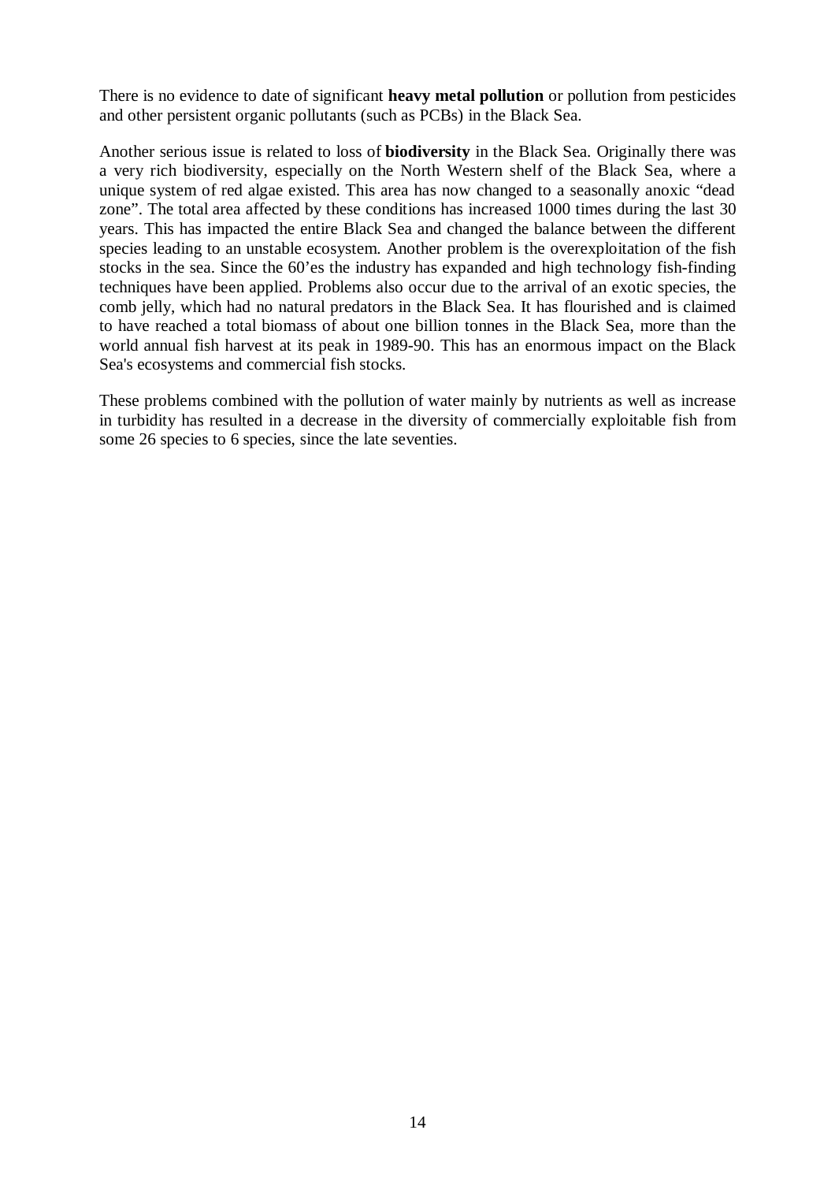There is no evidence to date of significant **heavy metal pollution** or pollution from pesticides and other persistent organic pollutants (such as PCBs) in the Black Sea.

Another serious issue is related to loss of **biodiversity** in the Black Sea. Originally there was a very rich biodiversity, especially on the North Western shelf of the Black Sea, where a unique system of red algae existed. This area has now changed to a seasonally anoxic "dead zone". The total area affected by these conditions has increased 1000 times during the last 30 years. This has impacted the entire Black Sea and changed the balance between the different species leading to an unstable ecosystem. Another problem is the overexploitation of the fish stocks in the sea. Since the 60'es the industry has expanded and high technology fish-finding techniques have been applied. Problems also occur due to the arrival of an exotic species, the comb jelly, which had no natural predators in the Black Sea. It has flourished and is claimed to have reached a total biomass of about one billion tonnes in the Black Sea, more than the world annual fish harvest at its peak in 1989-90. This has an enormous impact on the Black Sea's ecosystems and commercial fish stocks.

These problems combined with the pollution of water mainly by nutrients as well as increase in turbidity has resulted in a decrease in the diversity of commercially exploitable fish from some 26 species to 6 species, since the late seventies.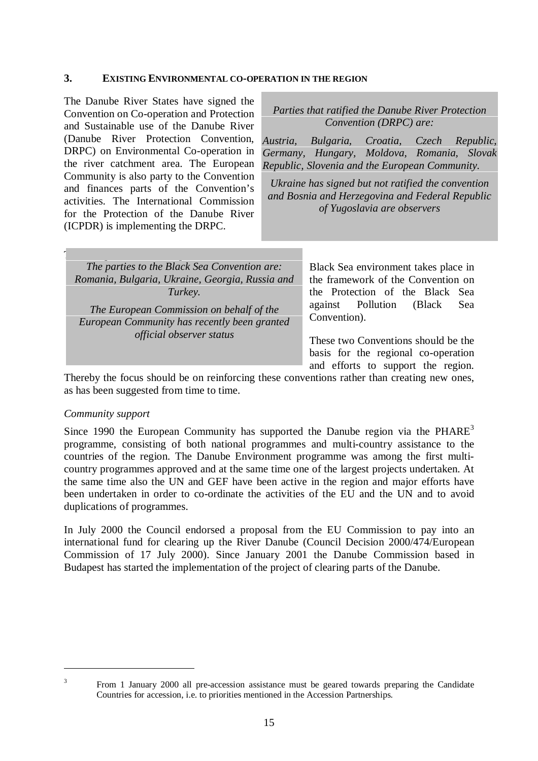## 3. EXISTING ENVIRONMENTAL CO-OPERATION IN THE REGION

The Danube River States have signed the Convention on Co-operation and Protection and Sustainable use of the Danube River (Danube River Protection Convention, DRPC) on Environmental Co-operation in the river catchment area. The European Community is also party to the Convention and finances parts of the Convention's activities. The International Commission for the Protection of the Danube River (ICPDR) is implementing the DRPC.

> *Parties that ratified the Danube River Protection Convention (DRPC) are:*
>
> *Austria, Bulgaria, Croatia, Czech Republic, Germany, Hungary, Moldova, Romania, Slovak Republic, Slovenia and the European Community.*
>
> *Ukraine has signed but not ratified the convention and Bosnia and Herzegovina and Federal Republic of Yugoslavia are observers*

> *The parties to the Black Sea Convention are: Romania, Bulgaria, Ukraine, Georgia, Russia and Turkey.*
>
> *The European Commission on behalf of the European Community has recently been granted official observer status*

Black Sea environment takes place in the framework of the Convention on the Protection of the Black Sea against Pollution (Black Sea Convention).

These two Conventions should be the basis for the regional co-operation and efforts to support the region. Thereby the focus should be on reinforcing these conventions rather than creating new ones, as has been suggested from time to time.

*Community support*

Since 1990 the European Community has supported the Danube region via the PHARE[3] programme, consisting of both national programmes and multi-country assistance to the countries of the region. The Danube Environment programme was among the first multi-country programmes approved and at the same time one of the largest projects undertaken. At the same time also the UN and GEF have been active in the region and major efforts have been undertaken in order to co-ordinate the activities of the EU and the UN and to avoid duplications of programmes.

In July 2000 the Council endorsed a proposal from the EU Commission to pay into an international fund for clearing up the River Danube (Council Decision 2000/474/European Commission of 17 July 2000). Since January 2001 the Danube Commission based in Budapest has started the implementation of the project of clearing parts of the Danube.

---

[3] From 1 January 2000 all pre-accession assistance must be geared towards preparing the Candidate Countries for accession, i.e. to priorities mentioned in the Accession Partnerships.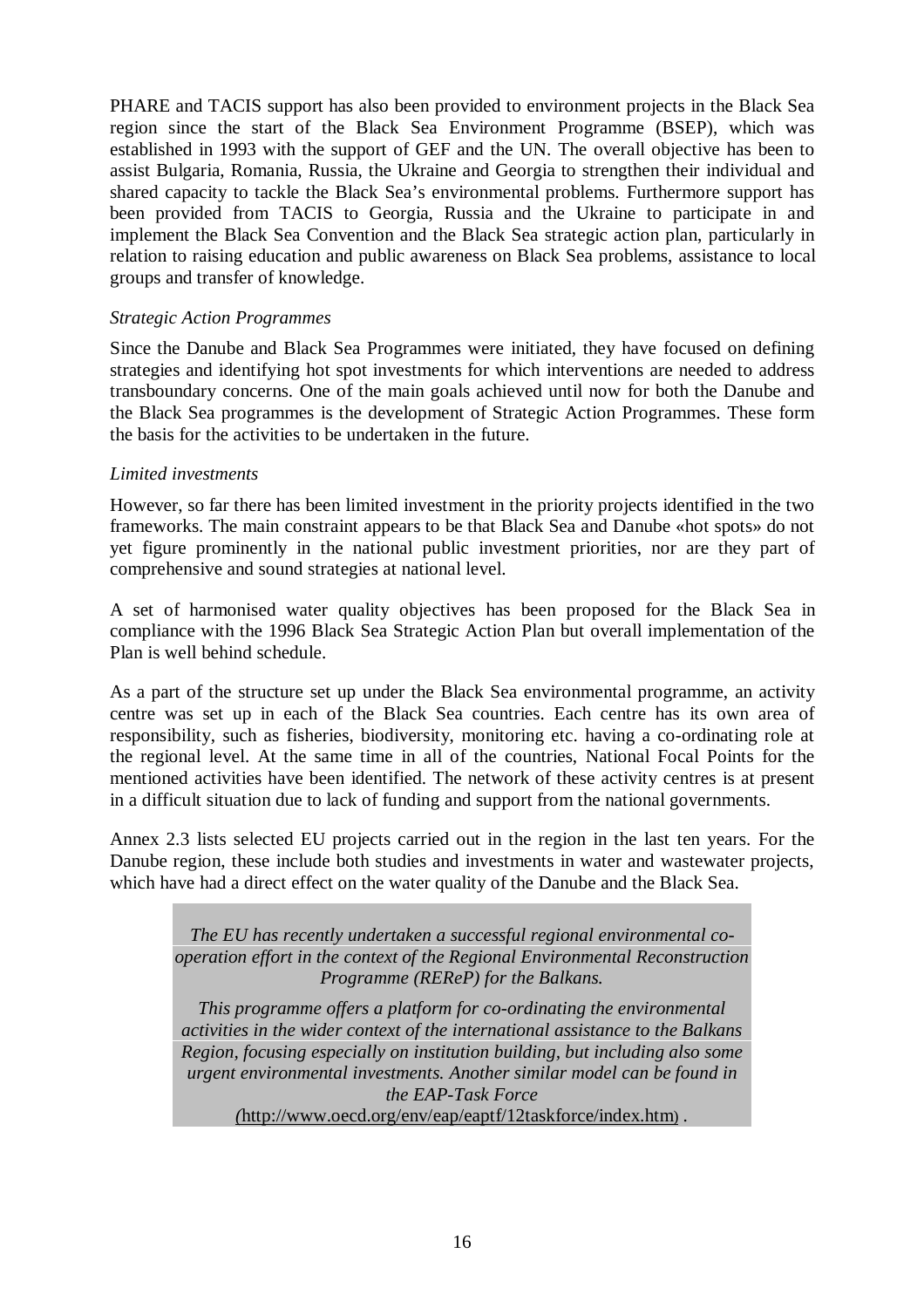PHARE and TACIS support has also been provided to environment projects in the Black Sea region since the start of the Black Sea Environment Programme (BSEP), which was established in 1993 with the support of GEF and the UN. The overall objective has been to assist Bulgaria, Romania, Russia, the Ukraine and Georgia to strengthen their individual and shared capacity to tackle the Black Sea's environmental problems. Furthermore support has been provided from TACIS to Georgia, Russia and the Ukraine to participate in and implement the Black Sea Convention and the Black Sea strategic action plan, particularly in relation to raising education and public awareness on Black Sea problems, assistance to local groups and transfer of knowledge.

*Strategic Action Programmes*

Since the Danube and Black Sea Programmes were initiated, they have focused on defining strategies and identifying hot spot investments for which interventions are needed to address transboundary concerns. One of the main goals achieved until now for both the Danube and the Black Sea programmes is the development of Strategic Action Programmes. These form the basis for the activities to be undertaken in the future.

*Limited investments*

However, so far there has been limited investment in the priority projects identified in the two frameworks. The main constraint appears to be that Black Sea and Danube «hot spots» do not yet figure prominently in the national public investment priorities, nor are they part of comprehensive and sound strategies at national level.

A set of harmonised water quality objectives has been proposed for the Black Sea in compliance with the 1996 Black Sea Strategic Action Plan but overall implementation of the Plan is well behind schedule.

As a part of the structure set up under the Black Sea environmental programme, an activity centre was set up in each of the Black Sea countries. Each centre has its own area of responsibility, such as fisheries, biodiversity, monitoring etc. having a co-ordinating role at the regional level. At the same time in all of the countries, National Focal Points for the mentioned activities have been identified. The network of these activity centres is at present in a difficult situation due to lack of funding and support from the national governments.

Annex 2.3 lists selected EU projects carried out in the region in the last ten years. For the Danube region, these include both studies and investments in water and wastewater projects, which have had a direct effect on the water quality of the Danube and the Black Sea.

> *The EU has recently undertaken a successful regional environmental co-operation effort in the context of the Regional Environmental Reconstruction Programme (REReP) for the Balkans.*
>
> *This programme offers a platform for co-ordinating the environmental activities in the wider context of the international assistance to the Balkans Region, focusing especially on institution building, but including also some urgent environmental investments. Another similar model can be found in the EAP-Task Force (*http://www.oecd.org/env/eap/eaptf/12taskforce/index.htm) .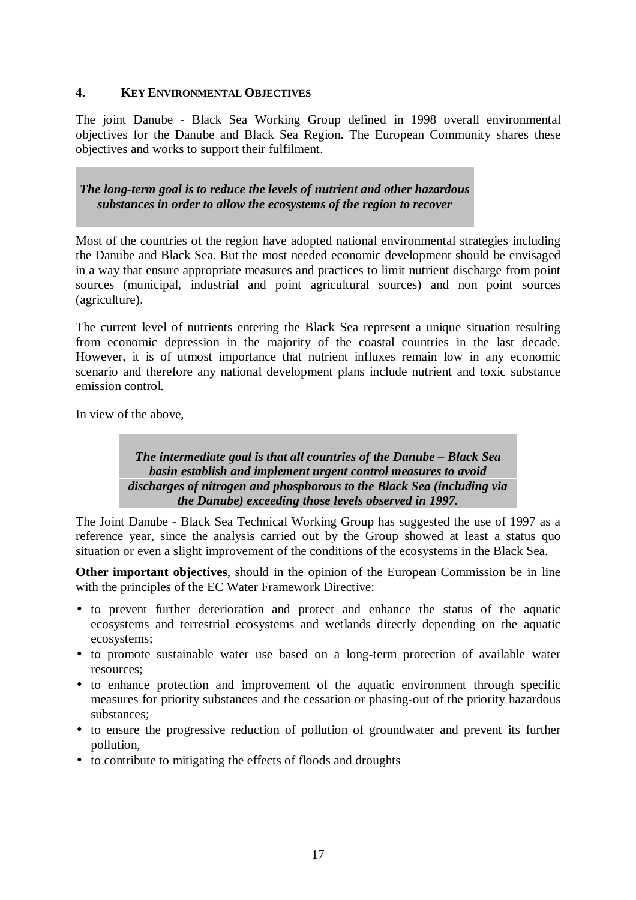## 4. KEY ENVIRONMENTAL OBJECTIVES

The joint Danube - Black Sea Working Group defined in 1998 overall environmental objectives for the Danube and Black Sea Region. The European Community shares these objectives and works to support their fulfilment.

> ***The long-term goal is to reduce the levels of nutrient and other hazardous substances in order to allow the ecosystems of the region to recover***

Most of the countries of the region have adopted national environmental strategies including the Danube and Black Sea. But the most needed economic development should be envisaged in a way that ensure appropriate measures and practices to limit nutrient discharge from point sources (municipal, industrial and point agricultural sources) and non point sources (agriculture).

The current level of nutrients entering the Black Sea represent a unique situation resulting from economic depression in the majority of the coastal countries in the last decade. However, it is of utmost importance that nutrient influxes remain low in any economic scenario and therefore any national development plans include nutrient and toxic substance emission control.

In view of the above,

> ***The intermediate goal is that all countries of the Danube – Black Sea basin establish and implement urgent control measures to avoid discharges of nitrogen and phosphorous to the Black Sea (including via the Danube) exceeding those levels observed in 1997.***

The Joint Danube - Black Sea Technical Working Group has suggested the use of 1997 as a reference year, since the analysis carried out by the Group showed at least a status quo situation or even a slight improvement of the conditions of the ecosystems in the Black Sea.

**Other important objectives**, should in the opinion of the European Commission be in line with the principles of the EC Water Framework Directive:

- to prevent further deterioration and protect and enhance the status of the aquatic ecosystems and terrestrial ecosystems and wetlands directly depending on the aquatic ecosystems;
- to promote sustainable water use based on a long-term protection of available water resources;
- to enhance protection and improvement of the aquatic environment through specific measures for priority substances and the cessation or phasing-out of the priority hazardous substances;
- to ensure the progressive reduction of pollution of groundwater and prevent its further pollution,
- to contribute to mitigating the effects of floods and droughts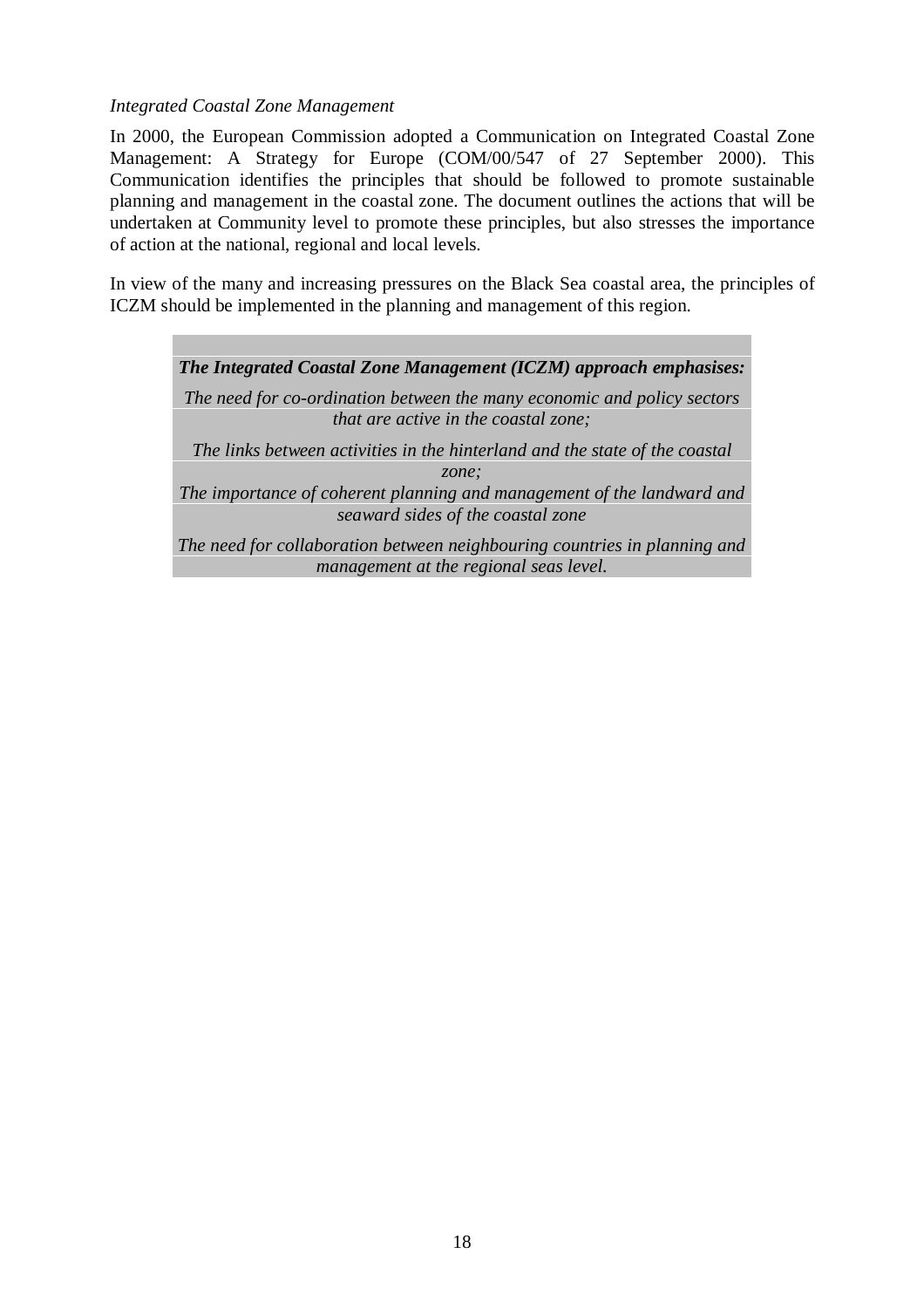*Integrated Coastal Zone Management*

In 2000, the European Commission adopted a Communication on Integrated Coastal Zone Management: A Strategy for Europe (COM/00/547 of 27 September 2000). This Communication identifies the principles that should be followed to promote sustainable planning and management in the coastal zone. The document outlines the actions that will be undertaken at Community level to promote these principles, but also stresses the importance of action at the national, regional and local levels.

In view of the many and increasing pressures on the Black Sea coastal area, the principles of ICZM should be implemented in the planning and management of this region.

| ***The Integrated Coastal Zone Management (ICZM) approach emphasises:*** |
|---|
| *The need for co-ordination between the many economic and policy sectors that are active in the coastal zone;* |
| *The links between activities in the hinterland and the state of the coastal zone;* |
| *The importance of coherent planning and management of the landward and seaward sides of the coastal zone* |
| *The need for collaboration between neighbouring countries in planning and management at the regional seas level.* |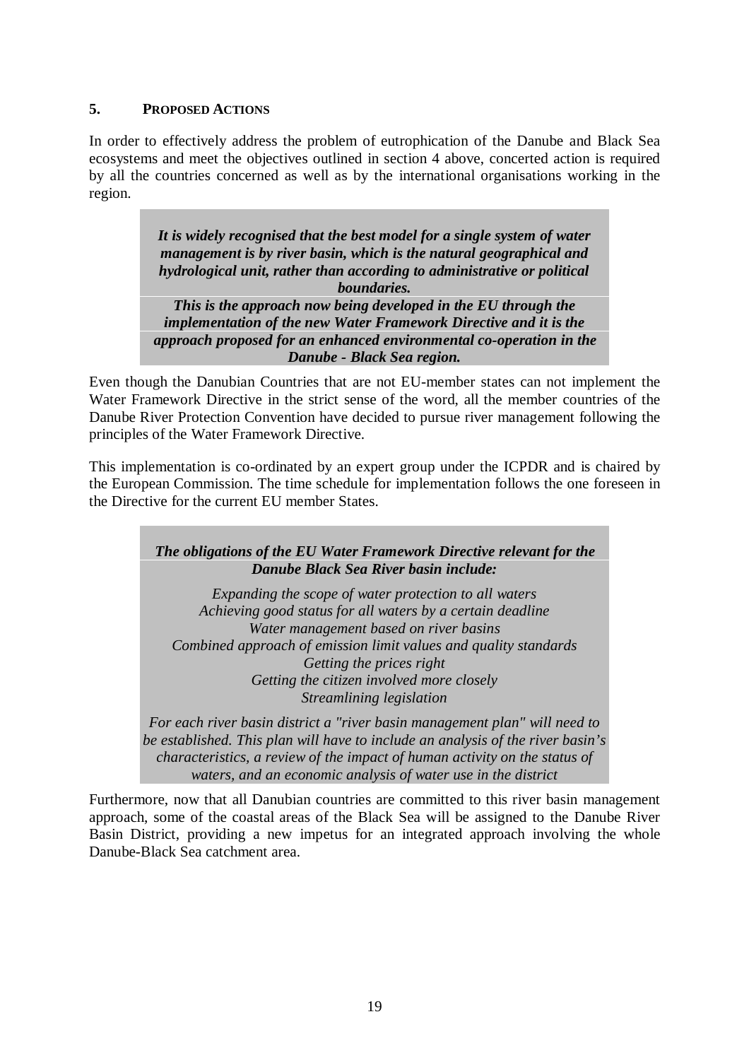## 5. PROPOSED ACTIONS

In order to effectively address the problem of eutrophication of the Danube and Black Sea ecosystems and meet the objectives outlined in section 4 above, concerted action is required by all the countries concerned as well as by the international organisations working in the region.

> ***It is widely recognised that the best model for a single system of water management is by river basin, which is the natural geographical and hydrological unit, rather than according to administrative or political boundaries.***
>
> ***This is the approach now being developed in the EU through the implementation of the new Water Framework Directive and it is the approach proposed for an enhanced environmental co-operation in the Danube - Black Sea region.***

Even though the Danubian Countries that are not EU-member states can not implement the Water Framework Directive in the strict sense of the word, all the member countries of the Danube River Protection Convention have decided to pursue river management following the principles of the Water Framework Directive.

This implementation is co-ordinated by an expert group under the ICPDR and is chaired by the European Commission. The time schedule for implementation follows the one foreseen in the Directive for the current EU member States.

> ***The obligations of the EU Water Framework Directive relevant for the Danube Black Sea River basin include:***
>
> *Expanding the scope of water protection to all waters*
> *Achieving good status for all waters by a certain deadline*
> *Water management based on river basins*
> *Combined approach of emission limit values and quality standards*
> *Getting the prices right*
> *Getting the citizen involved more closely*
> *Streamlining legislation*
>
> *For each river basin district a "river basin management plan" will need to be established. This plan will have to include an analysis of the river basin's characteristics, a review of the impact of human activity on the status of waters, and an economic analysis of water use in the district*

Furthermore, now that all Danubian countries are committed to this river basin management approach, some of the coastal areas of the Black Sea will be assigned to the Danube River Basin District, providing a new impetus for an integrated approach involving the whole Danube-Black Sea catchment area.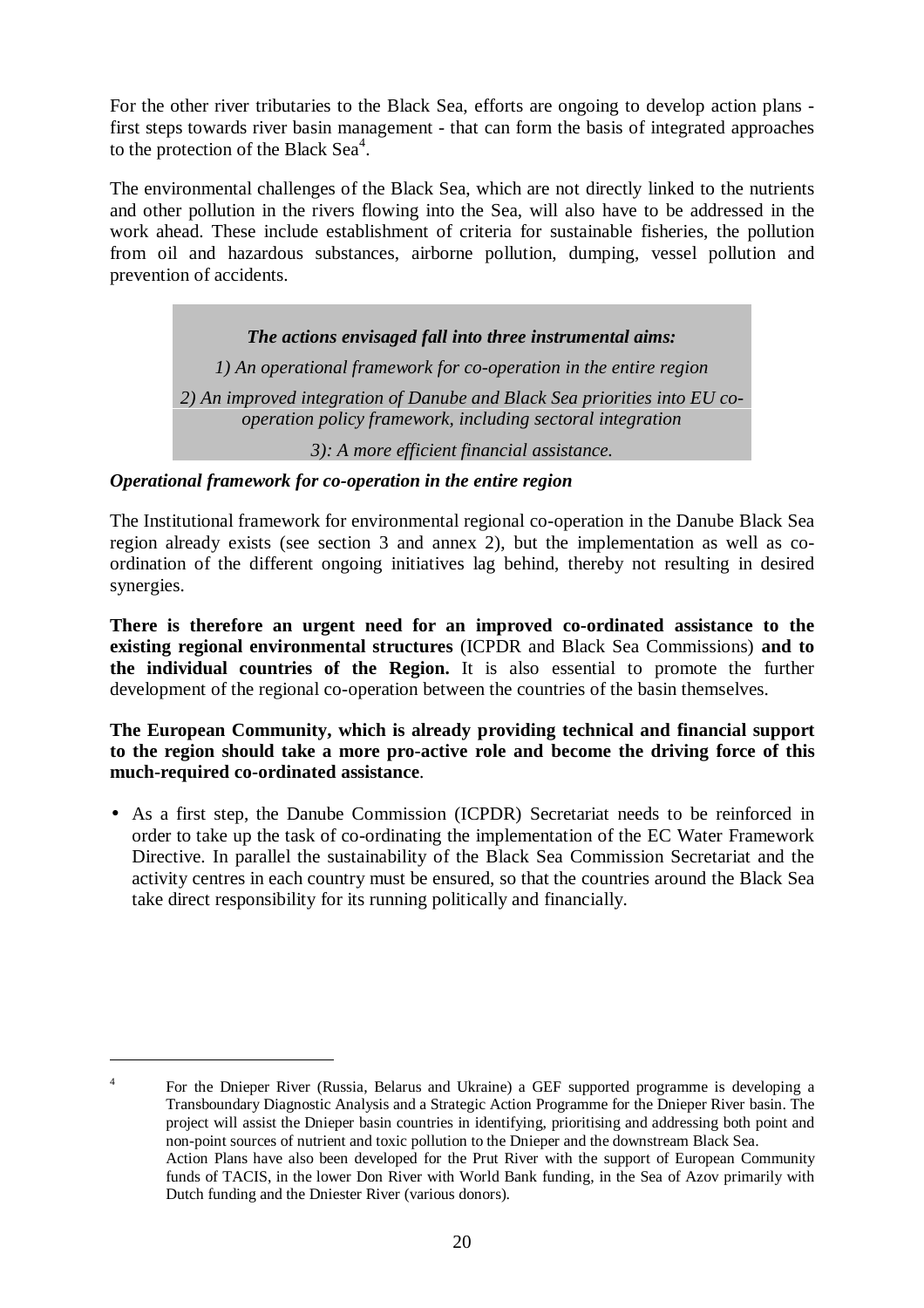For the other river tributaries to the Black Sea, efforts are ongoing to develop action plans - first steps towards river basin management - that can form the basis of integrated approaches to the protection of the Black Sea[4].

The environmental challenges of the Black Sea, which are not directly linked to the nutrients and other pollution in the rivers flowing into the Sea, will also have to be addressed in the work ahead. These include establishment of criteria for sustainable fisheries, the pollution from oil and hazardous substances, airborne pollution, dumping, vessel pollution and prevention of accidents.

> ***The actions envisaged fall into three instrumental aims:***
>
> *1) An operational framework for co-operation in the entire region*
>
> *2) An improved integration of Danube and Black Sea priorities into EU co-operation policy framework, including sectoral integration*
>
> *3): A more efficient financial assistance.*

***Operational framework for co-operation in the entire region***

The Institutional framework for environmental regional co-operation in the Danube Black Sea region already exists (see section 3 and annex 2), but the implementation as well as co-ordination of the different ongoing initiatives lag behind, thereby not resulting in desired synergies.

**There is therefore an urgent need for an improved co-ordinated assistance to the existing regional environmental structures** (ICPDR and Black Sea Commissions) **and to the individual countries of the Region.** It is also essential to promote the further development of the regional co-operation between the countries of the basin themselves.

**The European Community, which is already providing technical and financial support to the region should take a more pro-active role and become the driving force of this much-required co-ordinated assistance**.

- As a first step, the Danube Commission (ICPDR) Secretariat needs to be reinforced in order to take up the task of co-ordinating the implementation of the EC Water Framework Directive. In parallel the sustainability of the Black Sea Commission Secretariat and the activity centres in each country must be ensured, so that the countries around the Black Sea take direct responsibility for its running politically and financially.

---

[4] For the Dnieper River (Russia, Belarus and Ukraine) a GEF supported programme is developing a Transboundary Diagnostic Analysis and a Strategic Action Programme for the Dnieper River basin. The project will assist the Dnieper basin countries in identifying, prioritising and addressing both point and non-point sources of nutrient and toxic pollution to the Dnieper and the downstream Black Sea.
Action Plans have also been developed for the Prut River with the support of European Community funds of TACIS, in the lower Don River with World Bank funding, in the Sea of Azov primarily with Dutch funding and the Dniester River (various donors).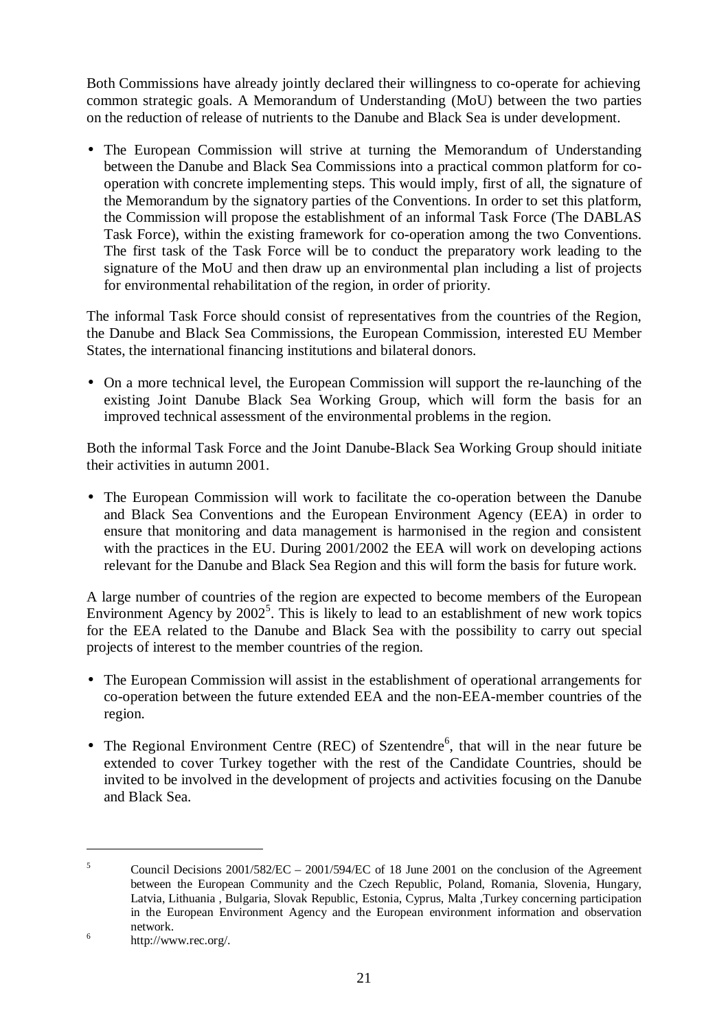Both Commissions have already jointly declared their willingness to co-operate for achieving common strategic goals. A Memorandum of Understanding (MoU) between the two parties on the reduction of release of nutrients to the Danube and Black Sea is under development.

- The European Commission will strive at turning the Memorandum of Understanding between the Danube and Black Sea Commissions into a practical common platform for co-operation with concrete implementing steps. This would imply, first of all, the signature of the Memorandum by the signatory parties of the Conventions. In order to set this platform, the Commission will propose the establishment of an informal Task Force (The DABLAS Task Force), within the existing framework for co-operation among the two Conventions. The first task of the Task Force will be to conduct the preparatory work leading to the signature of the MoU and then draw up an environmental plan including a list of projects for environmental rehabilitation of the region, in order of priority.

The informal Task Force should consist of representatives from the countries of the Region, the Danube and Black Sea Commissions, the European Commission, interested EU Member States, the international financing institutions and bilateral donors.

- On a more technical level, the European Commission will support the re-launching of the existing Joint Danube Black Sea Working Group, which will form the basis for an improved technical assessment of the environmental problems in the region.

Both the informal Task Force and the Joint Danube-Black Sea Working Group should initiate their activities in autumn 2001.

- The European Commission will work to facilitate the co-operation between the Danube and Black Sea Conventions and the European Environment Agency (EEA) in order to ensure that monitoring and data management is harmonised in the region and consistent with the practices in the EU. During 2001/2002 the EEA will work on developing actions relevant for the Danube and Black Sea Region and this will form the basis for future work.

A large number of countries of the region are expected to become members of the European Environment Agency by 2002[5]. This is likely to lead to an establishment of new work topics for the EEA related to the Danube and Black Sea with the possibility to carry out special projects of interest to the member countries of the region.

- The European Commission will assist in the establishment of operational arrangements for co-operation between the future extended EEA and the non-EEA-member countries of the region.
- The Regional Environment Centre (REC) of Szentendre[6], that will in the near future be extended to cover Turkey together with the rest of the Candidate Countries, should be invited to be involved in the development of projects and activities focusing on the Danube and Black Sea.

---

[5] Council Decisions 2001/582/EC – 2001/594/EC of 18 June 2001 on the conclusion of the Agreement between the European Community and the Czech Republic, Poland, Romania, Slovenia, Hungary, Latvia, Lithuania , Bulgaria, Slovak Republic, Estonia, Cyprus, Malta ,Turkey concerning participation in the European Environment Agency and the European environment information and observation network.

[6] http://www.rec.org/.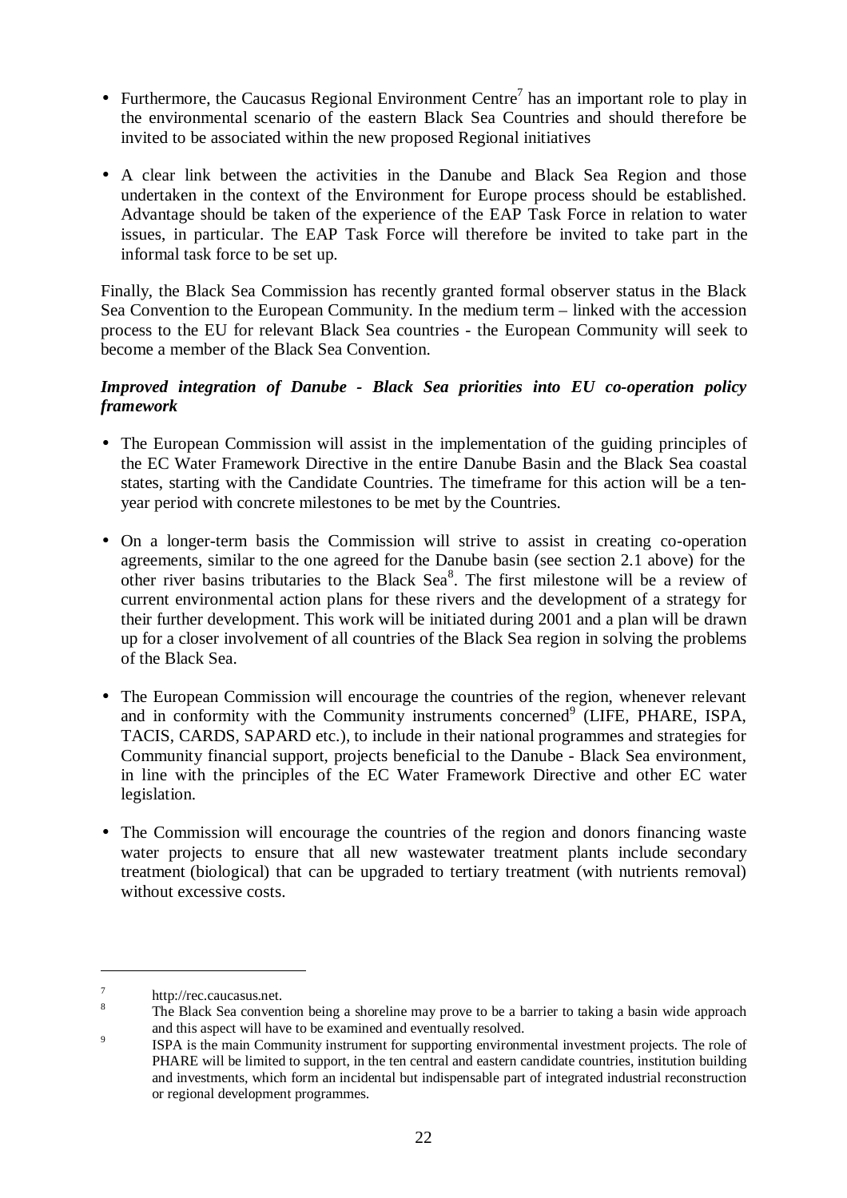- Furthermore, the Caucasus Regional Environment Centre[7] has an important role to play in the environmental scenario of the eastern Black Sea Countries and should therefore be invited to be associated within the new proposed Regional initiatives

- A clear link between the activities in the Danube and Black Sea Region and those undertaken in the context of the Environment for Europe process should be established. Advantage should be taken of the experience of the EAP Task Force in relation to water issues, in particular. The EAP Task Force will therefore be invited to take part in the informal task force to be set up.

Finally, the Black Sea Commission has recently granted formal observer status in the Black Sea Convention to the European Community. In the medium term – linked with the accession process to the EU for relevant Black Sea countries - the European Community will seek to become a member of the Black Sea Convention.

***Improved integration of Danube - Black Sea priorities into EU co-operation policy framework***

- The European Commission will assist in the implementation of the guiding principles of the EC Water Framework Directive in the entire Danube Basin and the Black Sea coastal states, starting with the Candidate Countries. The timeframe for this action will be a ten-year period with concrete milestones to be met by the Countries.

- On a longer-term basis the Commission will strive to assist in creating co-operation agreements, similar to the one agreed for the Danube basin (see section 2.1 above) for the other river basins tributaries to the Black Sea[8]. The first milestone will be a review of current environmental action plans for these rivers and the development of a strategy for their further development. This work will be initiated during 2001 and a plan will be drawn up for a closer involvement of all countries of the Black Sea region in solving the problems of the Black Sea.

- The European Commission will encourage the countries of the region, whenever relevant and in conformity with the Community instruments concerned[9] (LIFE, PHARE, ISPA, TACIS, CARDS, SAPARD etc.), to include in their national programmes and strategies for Community financial support, projects beneficial to the Danube - Black Sea environment, in line with the principles of the EC Water Framework Directive and other EC water legislation.

- The Commission will encourage the countries of the region and donors financing waste water projects to ensure that all new wastewater treatment plants include secondary treatment (biological) that can be upgraded to tertiary treatment (with nutrients removal) without excessive costs.

---

[7] http://rec.caucasus.net.

[8] The Black Sea convention being a shoreline may prove to be a barrier to taking a basin wide approach and this aspect will have to be examined and eventually resolved.

[9] ISPA is the main Community instrument for supporting environmental investment projects. The role of PHARE will be limited to support, in the ten central and eastern candidate countries, institution building and investments, which form an incidental but indispensable part of integrated industrial reconstruction or regional development programmes.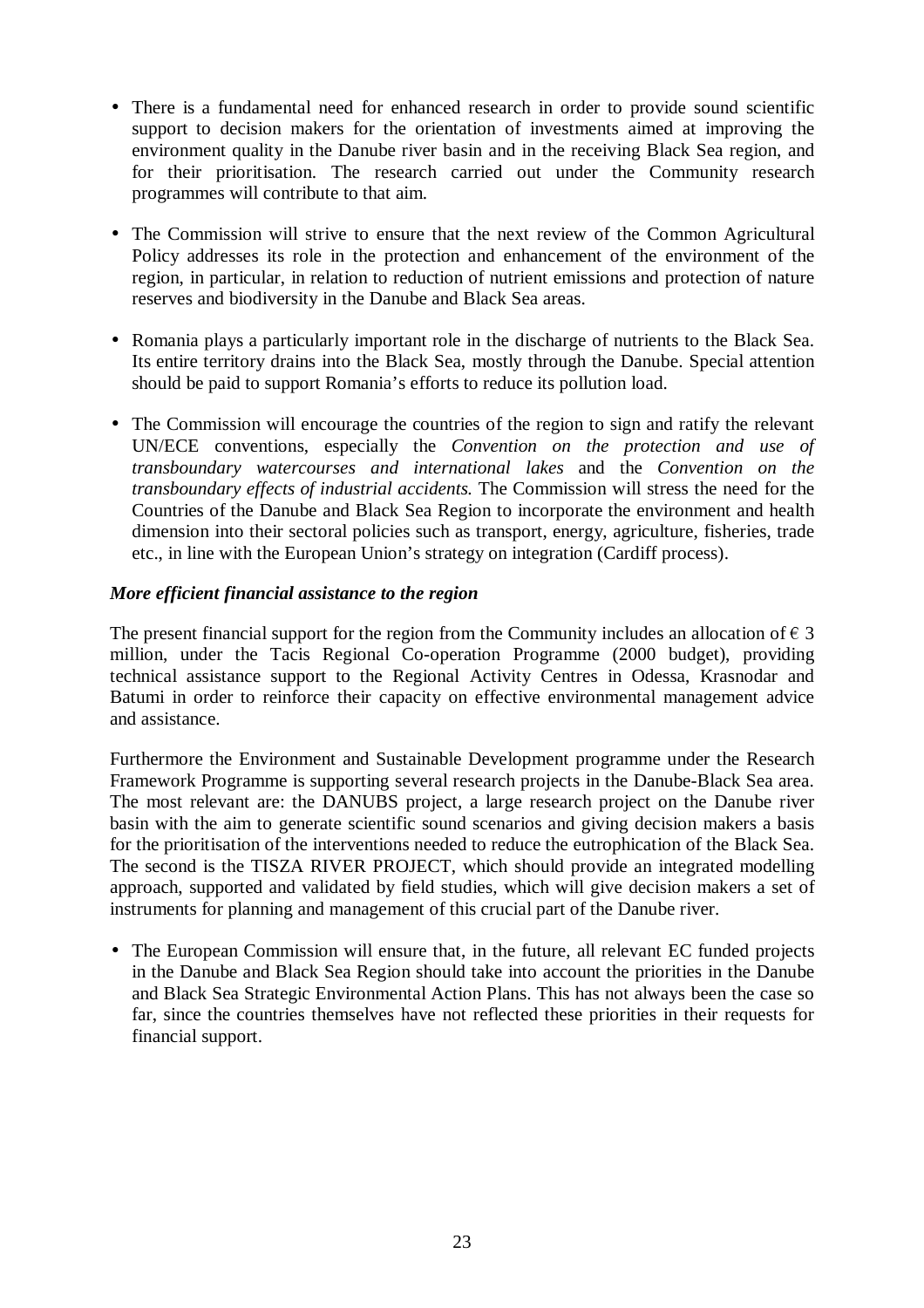- There is a fundamental need for enhanced research in order to provide sound scientific support to decision makers for the orientation of investments aimed at improving the environment quality in the Danube river basin and in the receiving Black Sea region, and for their prioritisation. The research carried out under the Community research programmes will contribute to that aim.

- The Commission will strive to ensure that the next review of the Common Agricultural Policy addresses its role in the protection and enhancement of the environment of the region, in particular, in relation to reduction of nutrient emissions and protection of nature reserves and biodiversity in the Danube and Black Sea areas.

- Romania plays a particularly important role in the discharge of nutrients to the Black Sea. Its entire territory drains into the Black Sea, mostly through the Danube. Special attention should be paid to support Romania's efforts to reduce its pollution load.

- The Commission will encourage the countries of the region to sign and ratify the relevant UN/ECE conventions, especially the *Convention on the protection and use of transboundary watercourses and international lakes* and the *Convention on the transboundary effects of industrial accidents.* The Commission will stress the need for the Countries of the Danube and Black Sea Region to incorporate the environment and health dimension into their sectoral policies such as transport, energy, agriculture, fisheries, trade etc., in line with the European Union's strategy on integration (Cardiff process).

***More efficient financial assistance to the region***

The present financial support for the region from the Community includes an allocation of € 3 million, under the Tacis Regional Co-operation Programme (2000 budget), providing technical assistance support to the Regional Activity Centres in Odessa, Krasnodar and Batumi in order to reinforce their capacity on effective environmental management advice and assistance.

Furthermore the Environment and Sustainable Development programme under the Research Framework Programme is supporting several research projects in the Danube-Black Sea area. The most relevant are: the DANUBS project, a large research project on the Danube river basin with the aim to generate scientific sound scenarios and giving decision makers a basis for the prioritisation of the interventions needed to reduce the eutrophication of the Black Sea. The second is the TISZA RIVER PROJECT, which should provide an integrated modelling approach, supported and validated by field studies, which will give decision makers a set of instruments for planning and management of this crucial part of the Danube river.

- The European Commission will ensure that, in the future, all relevant EC funded projects in the Danube and Black Sea Region should take into account the priorities in the Danube and Black Sea Strategic Environmental Action Plans. This has not always been the case so far, since the countries themselves have not reflected these priorities in their requests for financial support.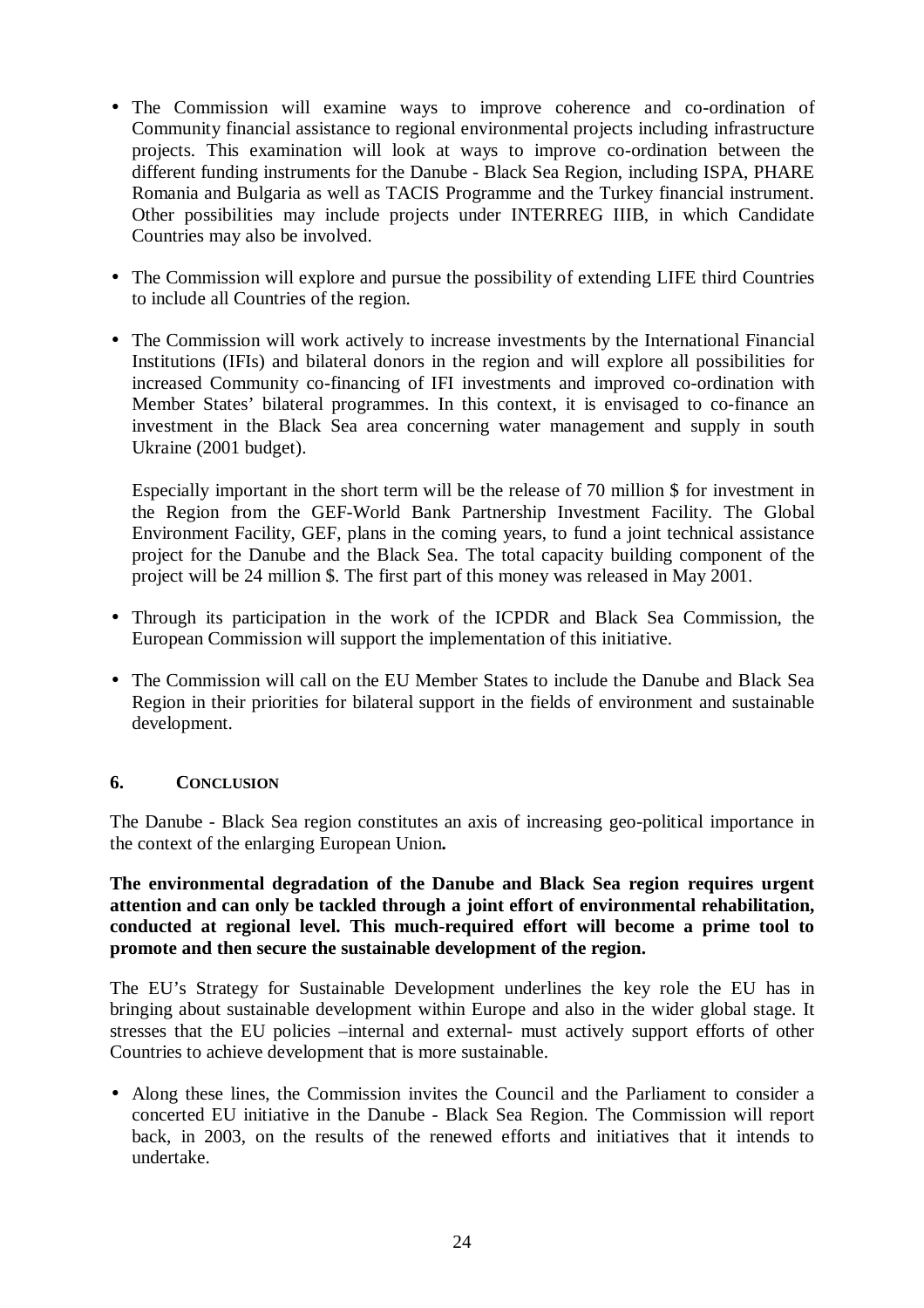- The Commission will examine ways to improve coherence and co-ordination of Community financial assistance to regional environmental projects including infrastructure projects. This examination will look at ways to improve co-ordination between the different funding instruments for the Danube - Black Sea Region, including ISPA, PHARE Romania and Bulgaria as well as TACIS Programme and the Turkey financial instrument. Other possibilities may include projects under INTERREG IIIB, in which Candidate Countries may also be involved.

- The Commission will explore and pursue the possibility of extending LIFE third Countries to include all Countries of the region.

- The Commission will work actively to increase investments by the International Financial Institutions (IFIs) and bilateral donors in the region and will explore all possibilities for increased Community co-financing of IFI investments and improved co-ordination with Member States' bilateral programmes. In this context, it is envisaged to co-finance an investment in the Black Sea area concerning water management and supply in south Ukraine (2001 budget).

  Especially important in the short term will be the release of 70 million $ for investment in the Region from the GEF-World Bank Partnership Investment Facility. The Global Environment Facility, GEF, plans in the coming years, to fund a joint technical assistance project for the Danube and the Black Sea. The total capacity building component of the project will be 24 million $. The first part of this money was released in May 2001.

- Through its participation in the work of the ICPDR and Black Sea Commission, the European Commission will support the implementation of this initiative.

- The Commission will call on the EU Member States to include the Danube and Black Sea Region in their priorities for bilateral support in the fields of environment and sustainable development.

## 6. CONCLUSION

The Danube - Black Sea region constitutes an axis of increasing geo-political importance in the context of the enlarging European Union**.**

**The environmental degradation of the Danube and Black Sea region requires urgent attention and can only be tackled through a joint effort of environmental rehabilitation, conducted at regional level. This much-required effort will become a prime tool to promote and then secure the sustainable development of the region.**

The EU's Strategy for Sustainable Development underlines the key role the EU has in bringing about sustainable development within Europe and also in the wider global stage. It stresses that the EU policies –internal and external- must actively support efforts of other Countries to achieve development that is more sustainable.

- Along these lines, the Commission invites the Council and the Parliament to consider a concerted EU initiative in the Danube - Black Sea Region. The Commission will report back, in 2003, on the results of the renewed efforts and initiatives that it intends to undertake.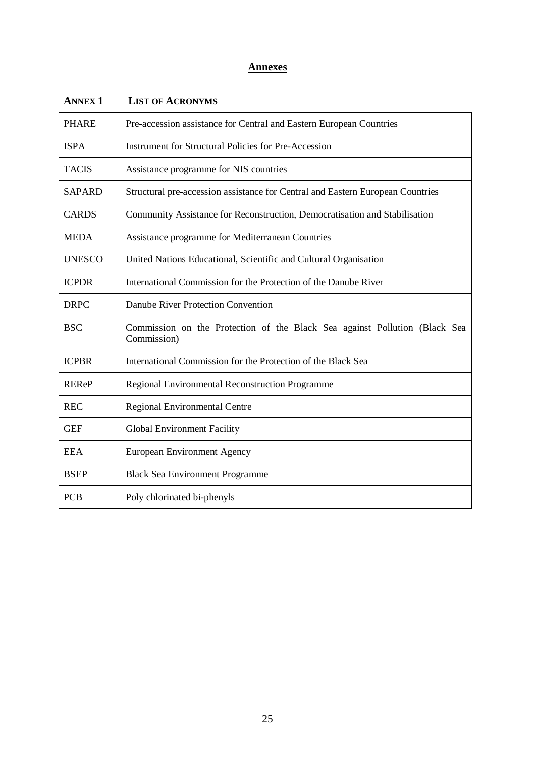# Annexes

## ANNEX 1 LIST OF ACRONYMS

| | |
|---|---|
| PHARE | Pre-accession assistance for Central and Eastern European Countries |
| ISPA | Instrument for Structural Policies for Pre-Accession |
| TACIS | Assistance programme for NIS countries |
| SAPARD | Structural pre-accession assistance for Central and Eastern European Countries |
| CARDS | Community Assistance for Reconstruction, Democratisation and Stabilisation |
| MEDA | Assistance programme for Mediterranean Countries |
| UNESCO | United Nations Educational, Scientific and Cultural Organisation |
| ICPDR | International Commission for the Protection of the Danube River |
| DRPC | Danube River Protection Convention |
| BSC | Commission on the Protection of the Black Sea against Pollution (Black Sea Commission) |
| ICPBR | International Commission for the Protection of the Black Sea |
| REReP | Regional Environmental Reconstruction Programme |
| REC | Regional Environmental Centre |
| GEF | Global Environment Facility |
| EEA | European Environment Agency |
| BSEP | Black Sea Environment Programme |
| PCB | Poly chlorinated bi-phenyls |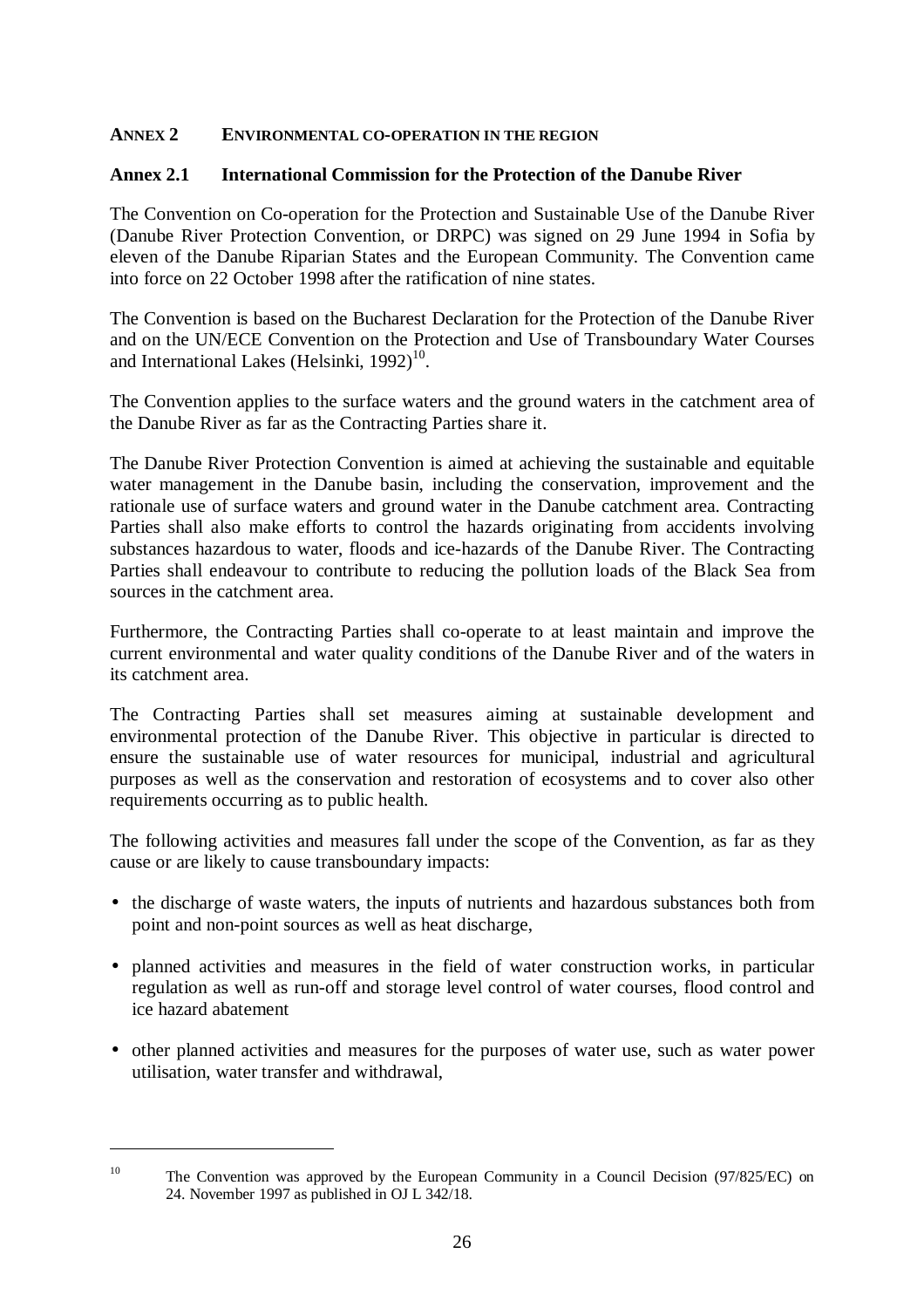## ANNEX 2 ENVIRONMENTAL CO-OPERATION IN THE REGION

### Annex 2.1 International Commission for the Protection of the Danube River

The Convention on Co-operation for the Protection and Sustainable Use of the Danube River (Danube River Protection Convention, or DRPC) was signed on 29 June 1994 in Sofia by eleven of the Danube Riparian States and the European Community. The Convention came into force on 22 October 1998 after the ratification of nine states.

The Convention is based on the Bucharest Declaration for the Protection of the Danube River and on the UN/ECE Convention on the Protection and Use of Transboundary Water Courses and International Lakes (Helsinki, 1992)[10].

The Convention applies to the surface waters and the ground waters in the catchment area of the Danube River as far as the Contracting Parties share it.

The Danube River Protection Convention is aimed at achieving the sustainable and equitable water management in the Danube basin, including the conservation, improvement and the rationale use of surface waters and ground water in the Danube catchment area. Contracting Parties shall also make efforts to control the hazards originating from accidents involving substances hazardous to water, floods and ice-hazards of the Danube River. The Contracting Parties shall endeavour to contribute to reducing the pollution loads of the Black Sea from sources in the catchment area.

Furthermore, the Contracting Parties shall co-operate to at least maintain and improve the current environmental and water quality conditions of the Danube River and of the waters in its catchment area.

The Contracting Parties shall set measures aiming at sustainable development and environmental protection of the Danube River. This objective in particular is directed to ensure the sustainable use of water resources for municipal, industrial and agricultural purposes as well as the conservation and restoration of ecosystems and to cover also other requirements occurring as to public health.

The following activities and measures fall under the scope of the Convention, as far as they cause or are likely to cause transboundary impacts:

- the discharge of waste waters, the inputs of nutrients and hazardous substances both from point and non-point sources as well as heat discharge,
- planned activities and measures in the field of water construction works, in particular regulation as well as run-off and storage level control of water courses, flood control and ice hazard abatement
- other planned activities and measures for the purposes of water use, such as water power utilisation, water transfer and withdrawal,

---

[10] The Convention was approved by the European Community in a Council Decision (97/825/EC) on 24. November 1997 as published in OJ L 342/18.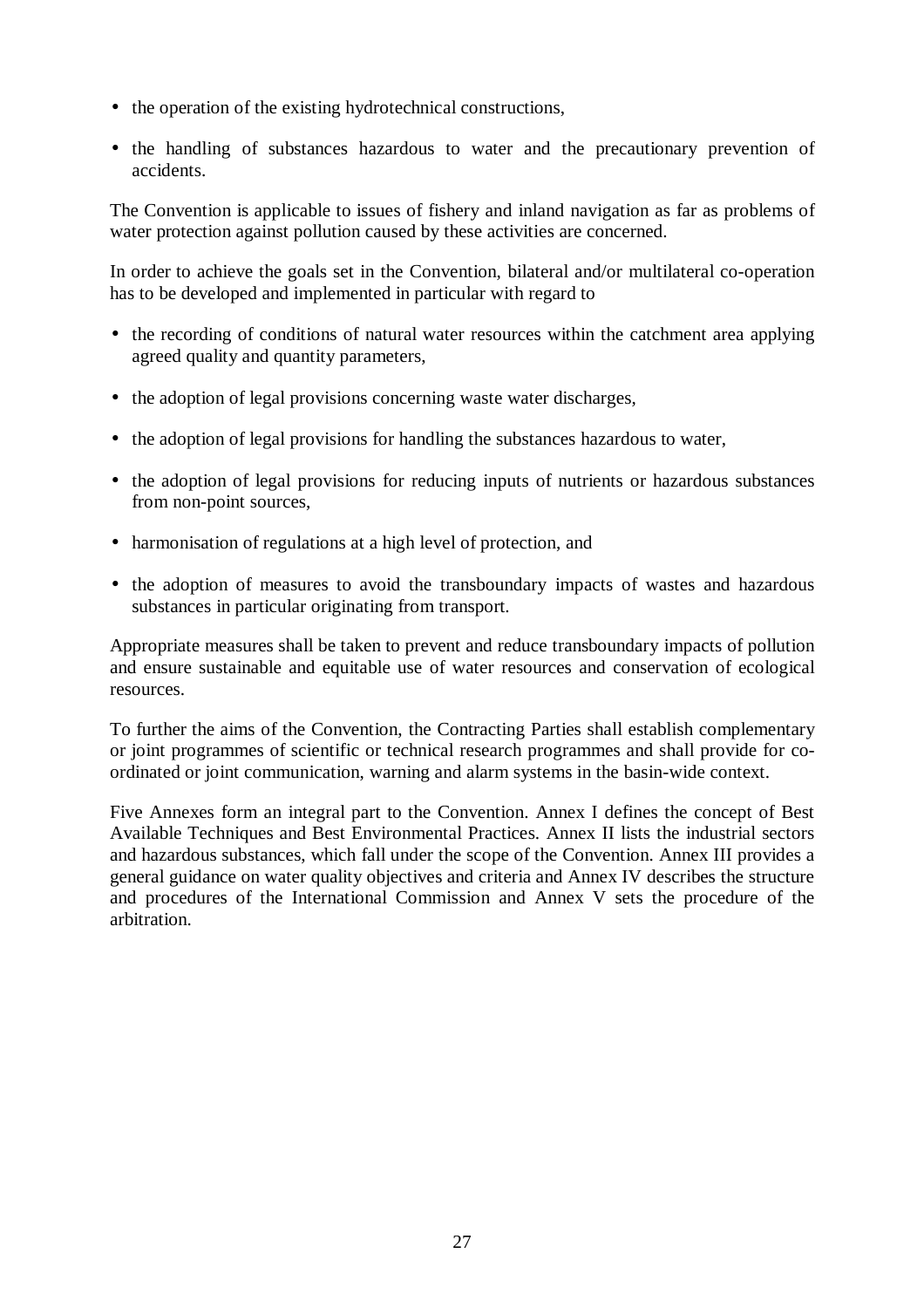- the operation of the existing hydrotechnical constructions,
- the handling of substances hazardous to water and the precautionary prevention of accidents.

The Convention is applicable to issues of fishery and inland navigation as far as problems of water protection against pollution caused by these activities are concerned.

In order to achieve the goals set in the Convention, bilateral and/or multilateral co-operation has to be developed and implemented in particular with regard to

- the recording of conditions of natural water resources within the catchment area applying agreed quality and quantity parameters,
- the adoption of legal provisions concerning waste water discharges,
- the adoption of legal provisions for handling the substances hazardous to water,
- the adoption of legal provisions for reducing inputs of nutrients or hazardous substances from non-point sources,
- harmonisation of regulations at a high level of protection, and
- the adoption of measures to avoid the transboundary impacts of wastes and hazardous substances in particular originating from transport.

Appropriate measures shall be taken to prevent and reduce transboundary impacts of pollution and ensure sustainable and equitable use of water resources and conservation of ecological resources.

To further the aims of the Convention, the Contracting Parties shall establish complementary or joint programmes of scientific or technical research programmes and shall provide for co-ordinated or joint communication, warning and alarm systems in the basin-wide context.

Five Annexes form an integral part to the Convention. Annex I defines the concept of Best Available Techniques and Best Environmental Practices. Annex II lists the industrial sectors and hazardous substances, which fall under the scope of the Convention. Annex III provides a general guidance on water quality objectives and criteria and Annex IV describes the structure and procedures of the International Commission and Annex V sets the procedure of the arbitration.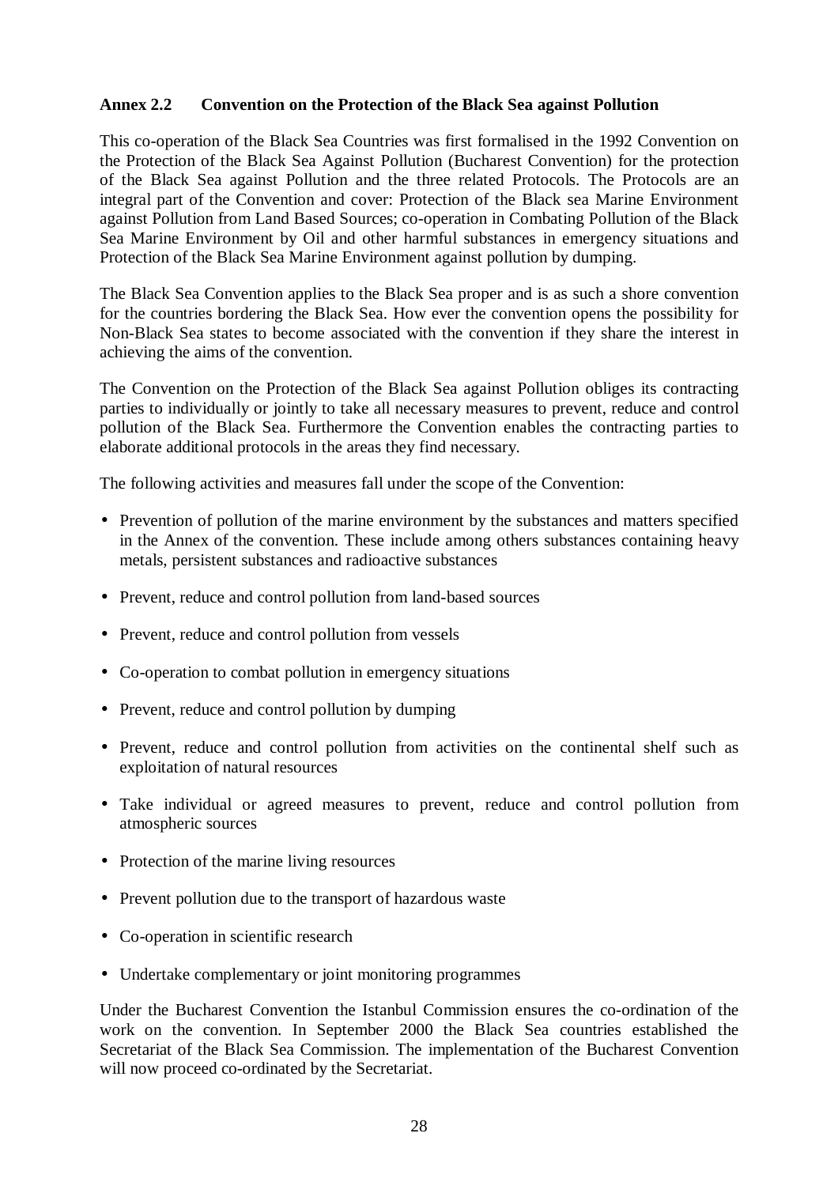### Annex 2.2 Convention on the Protection of the Black Sea against Pollution

This co-operation of the Black Sea Countries was first formalised in the 1992 Convention on the Protection of the Black Sea Against Pollution (Bucharest Convention) for the protection of the Black Sea against Pollution and the three related Protocols. The Protocols are an integral part of the Convention and cover: Protection of the Black sea Marine Environment against Pollution from Land Based Sources; co-operation in Combating Pollution of the Black Sea Marine Environment by Oil and other harmful substances in emergency situations and Protection of the Black Sea Marine Environment against pollution by dumping.

The Black Sea Convention applies to the Black Sea proper and is as such a shore convention for the countries bordering the Black Sea. How ever the convention opens the possibility for Non-Black Sea states to become associated with the convention if they share the interest in achieving the aims of the convention.

The Convention on the Protection of the Black Sea against Pollution obliges its contracting parties to individually or jointly to take all necessary measures to prevent, reduce and control pollution of the Black Sea. Furthermore the Convention enables the contracting parties to elaborate additional protocols in the areas they find necessary.

The following activities and measures fall under the scope of the Convention:

- Prevention of pollution of the marine environment by the substances and matters specified in the Annex of the convention. These include among others substances containing heavy metals, persistent substances and radioactive substances
- Prevent, reduce and control pollution from land-based sources
- Prevent, reduce and control pollution from vessels
- Co-operation to combat pollution in emergency situations
- Prevent, reduce and control pollution by dumping
- Prevent, reduce and control pollution from activities on the continental shelf such as exploitation of natural resources
- Take individual or agreed measures to prevent, reduce and control pollution from atmospheric sources
- Protection of the marine living resources
- Prevent pollution due to the transport of hazardous waste
- Co-operation in scientific research
- Undertake complementary or joint monitoring programmes

Under the Bucharest Convention the Istanbul Commission ensures the co-ordination of the work on the convention. In September 2000 the Black Sea countries established the Secretariat of the Black Sea Commission. The implementation of the Bucharest Convention will now proceed co-ordinated by the Secretariat.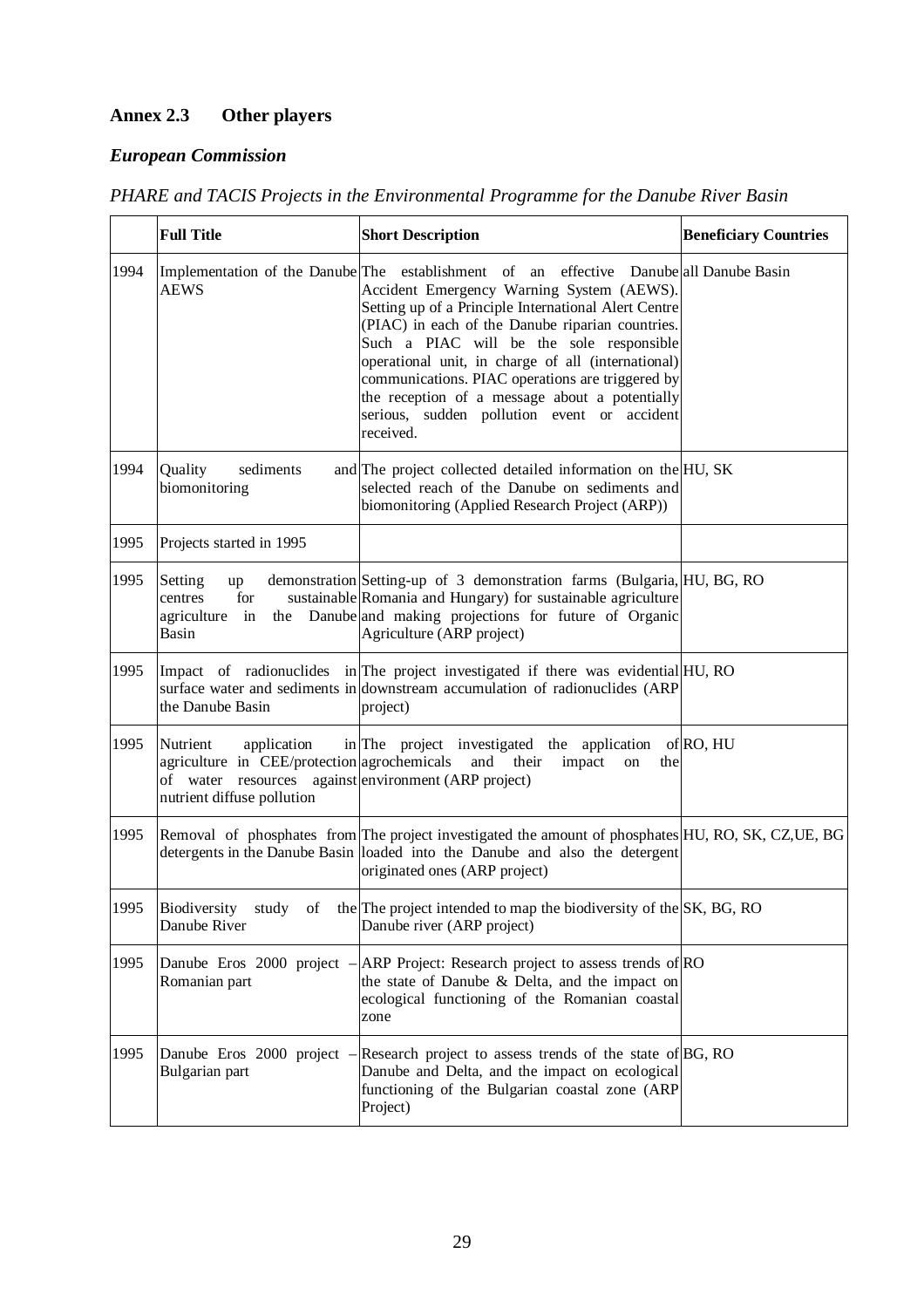## Annex 2.3 Other players

### *European Commission*

*PHARE and TACIS Projects in the Environmental Programme for the Danube River Basin*

| | **Full Title** | **Short Description** | **Beneficiary Countries** |
|---|---|---|---|
| 1994 | Implementation of the Danube AEWS | The establishment of an effective Danube Accident Emergency Warning System (AEWS). Setting up of a Principle International Alert Centre (PIAC) in each of the Danube riparian countries. Such a PIAC will be the sole responsible operational unit, in charge of all (international) communications. PIAC operations are triggered by the reception of a message about a potentially serious, sudden pollution event or accident received. | all Danube Basin |
| 1994 | Quality sediments and biomonitoring | The project collected detailed information on the selected reach of the Danube on sediments and biomonitoring (Applied Research Project (ARP)) | HU, SK |
| 1995 | Projects started in 1995 | | |
| 1995 | Setting up demonstration centres for sustainable agriculture in the Danube Basin | Setting-up of 3 demonstration farms (Bulgaria, Romania and Hungary) for sustainable agriculture and making projections for future of Organic Agriculture (ARP project) | HU, BG, RO |
| 1995 | Impact of radionuclides in surface water and sediments in the Danube Basin | The project investigated if there was evidential downstream accumulation of radionuclides (ARP project) | HU, RO |
| 1995 | Nutrient application in agriculture in CEE/protection of water resources against nutrient diffuse pollution | The project investigated the application of agrochemicals and their impact on the environment (ARP project) | RO, HU |
| 1995 | Removal of phosphates from detergents in the Danube Basin | The project investigated the amount of phosphates loaded into the Danube and also the detergent originated ones (ARP project) | HU, RO, SK, CZ,UE, BG |
| 1995 | Biodiversity study of the Danube River | The project intended to map the biodiversity of the Danube river (ARP project) | SK, BG, RO |
| 1995 | Danube Eros 2000 project – Romanian part | ARP Project: Research project to assess trends of the state of Danube & Delta, and the impact on ecological functioning of the Romanian coastal zone | RO |
| 1995 | Danube Eros 2000 project – Bulgarian part | Research project to assess trends of the state of Danube and Delta, and the impact on ecological functioning of the Bulgarian coastal zone (ARP Project) | BG, RO |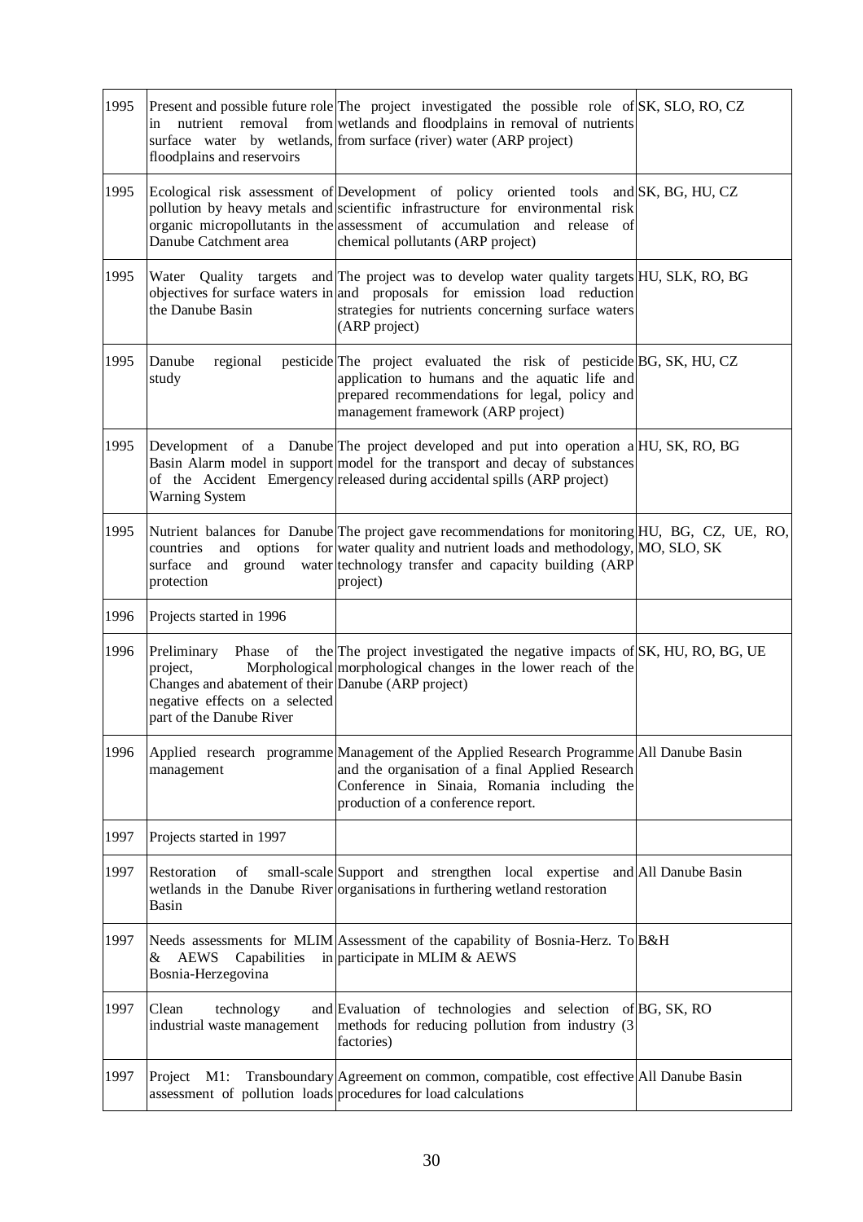| 1995 | Present and possible future role in nutrient removal from surface water by wetlands, floodplains and reservoirs | The project investigated the possible role of wetlands and floodplains in removal of nutrients from surface (river) water (ARP project) | SK, SLO, RO, CZ |
|---|---|---|---|
| 1995 | Ecological risk assessment of pollution by heavy metals and organic micropollutants in the Danube Catchment area | Development of policy oriented tools and scientific infrastructure for environmental risk assessment of accumulation and release of chemical pollutants (ARP project) | SK, BG, HU, CZ |
| 1995 | Water Quality targets and objectives for surface waters in the Danube Basin | The project was to develop water quality targets and proposals for emission load reduction strategies for nutrients concerning surface waters (ARP project) | HU, SLK, RO, BG |
| 1995 | Danube regional pesticide study | The project evaluated the risk of pesticide application to humans and the aquatic life and prepared recommendations for legal, policy and management framework (ARP project) | BG, SK, HU, CZ |
| 1995 | Development of a Danube Basin Alarm model in support of the Accident Emergency Warning System | The project developed and put into operation a model for the transport and decay of substances released during accidental spills (ARP project) | HU, SK, RO, BG |
| 1995 | Nutrient balances for Danube countries and options for surface and ground water protection | The project gave recommendations for monitoring water quality and nutrient loads and methodology, technology transfer and capacity building (ARP project) | HU, BG, CZ, UE, RO, MO, SLO, SK |
| 1996 | Projects started in 1996 | | |
| 1996 | Preliminary Phase of the project, Morphological Changes and abatement of their negative effects on a selected part of the Danube River | The project investigated the negative impacts of morphological changes in the lower reach of the Danube (ARP project) | SK, HU, RO, BG, UE |
| 1996 | Applied research programme management | Management of the Applied Research Programme and the organisation of a final Applied Research Conference in Sinaia, Romania including the production of a conference report. | All Danube Basin |
| 1997 | Projects started in 1997 | | |
| 1997 | Restoration of small-scale wetlands in the Danube River Basin | Support and strengthen local expertise and organisations in furthering wetland restoration | All Danube Basin |
| 1997 | Needs assessments for MLIM & AEWS Capabilities in Bosnia-Herzegovina | Assessment of the capability of Bosnia-Herz. To participate in MLIM & AEWS | B&H |
| 1997 | Clean technology and industrial waste management | Evaluation of technologies and selection of methods for reducing pollution from industry (3 factories) | BG, SK, RO |
| 1997 | Project M1: Transboundary assessment of pollution loads | Agreement on common, compatible, cost effective procedures for load calculations | All Danube Basin |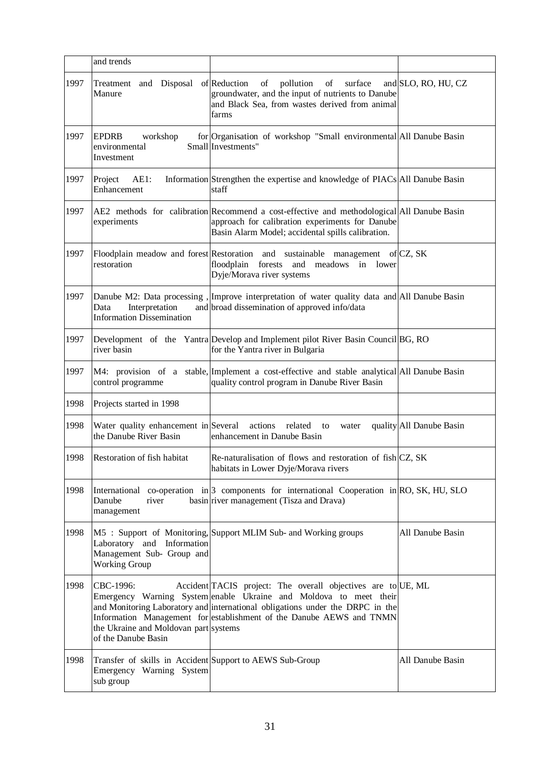| | | | |
|---|---|---|---|
| | and trends | | |
| 1997 | Treatment and Disposal of Manure | Reduction of pollution of surface and groundwater, and the input of nutrients to Danube and Black Sea, from wastes derived from animal farms | SLO, RO, HU, CZ |
| 1997 | EPDRB workshop for environmental Small Investment | Organisation of workshop "Small environmental Investments" | All Danube Basin |
| 1997 | Project AE1: Information Enhancement | Strengthen the expertise and knowledge of PIACs staff | All Danube Basin |
| 1997 | AE2 methods for calibration experiments | Recommend a cost-effective and methodological approach for calibration experiments for Danube Basin Alarm Model; accidental spills calibration. | All Danube Basin |
| 1997 | Floodplain meadow and forest restoration | Restoration and sustainable management of floodplain forests and meadows in lower Dyje/Morava river systems | CZ, SK |
| 1997 | Danube M2: Data processing , Data Interpretation and Information Dissemination | Improve interpretation of water quality data and broad dissemination of approved info/data | All Danube Basin |
| 1997 | Development of the Yantra river basin | Develop and Implement pilot River Basin Council for the Yantra river in Bulgaria | BG, RO |
| 1997 | M4: provision of a stable, control programme | Implement a cost-effective and stable analytical quality control program in Danube River Basin | All Danube Basin |
| 1998 | Projects started in 1998 | | |
| 1998 | Water quality enhancement in the Danube River Basin | Several actions related to water quality enhancement in Danube Basin | All Danube Basin |
| 1998 | Restoration of fish habitat | Re-naturalisation of flows and restoration of fish habitats in Lower Dyje/Morava rivers | CZ, SK |
| 1998 | International co-operation in Danube river basin management | 3 components for international Cooperation in river management (Tisza and Drava) | RO, SK, HU, SLO |
| 1998 | M5 : Support of Monitoring, Laboratory and Information Management Sub- Group and Working Group | Support MLIM Sub- and Working groups | All Danube Basin |
| 1998 | CBC-1996: Accident Emergency Warning System and Monitoring Laboratory and Information Management for the Ukraine and Moldovan part of the Danube Basin | TACIS project: The overall objectives are to enable Ukraine and Moldova to meet their international obligations under the DRPC in the establishment of the Danube AEWS and TNMN systems | UE, ML |
| 1998 | Transfer of skills in Accident Emergency Warning System sub group | Support to AEWS Sub-Group | All Danube Basin |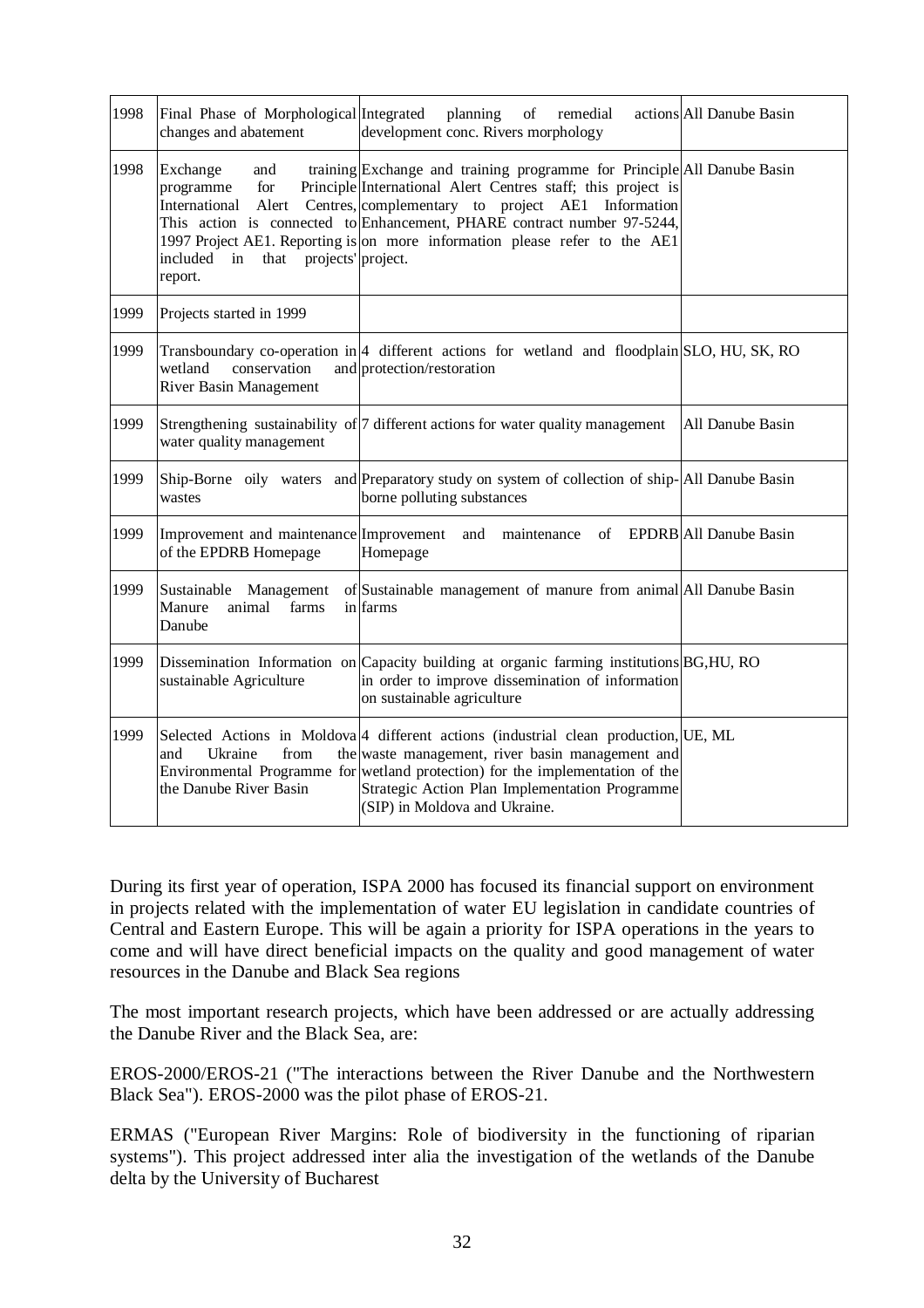| 1998 | Final Phase of Morphological changes and abatement | Integrated planning of remedial actions development conc. Rivers morphology | All Danube Basin |
|---|---|---|---|
| 1998 | Exchange and training programme for Principle International Alert Centres, This action is connected to 1997 Project AE1. Reporting is included in that projects' report. | Exchange and training programme for Principle International Alert Centres staff; this project is complementary to project AE1 Information Enhancement, PHARE contract number 97-5244, on more information please refer to the AE1 project. | All Danube Basin |
| 1999 | Projects started in 1999 | | |
| 1999 | Transboundary co-operation in wetland conservation and River Basin Management | 4 different actions for wetland and floodplain protection/restoration | SLO, HU, SK, RO |
| 1999 | Strengthening sustainability of water quality management | 7 different actions for water quality management | All Danube Basin |
| 1999 | Ship-Borne oily waters and wastes | Preparatory study on system of collection of ship-borne polluting substances | All Danube Basin |
| 1999 | Improvement and maintenance of the EPDRB Homepage | Improvement and maintenance of EPDRB Homepage | All Danube Basin |
| 1999 | Sustainable Management of Manure animal farms in Danube | Sustainable management of manure from animal farms | All Danube Basin |
| 1999 | Dissemination Information on sustainable Agriculture | Capacity building at organic farming institutions in order to improve dissemination of information on sustainable agriculture | BG,HU, RO |
| 1999 | Selected Actions in Moldova and Ukraine from the Environmental Programme for the Danube River Basin | 4 different actions (industrial clean production, waste management, river basin management and wetland protection) for the implementation of the Strategic Action Plan Implementation Programme (SIP) in Moldova and Ukraine. | UE, ML |

During its first year of operation, ISPA 2000 has focused its financial support on environment in projects related with the implementation of water EU legislation in candidate countries of Central and Eastern Europe. This will be again a priority for ISPA operations in the years to come and will have direct beneficial impacts on the quality and good management of water resources in the Danube and Black Sea regions

The most important research projects, which have been addressed or are actually addressing the Danube River and the Black Sea, are:

EROS-2000/EROS-21 ("The interactions between the River Danube and the Northwestern Black Sea"). EROS-2000 was the pilot phase of EROS-21.

ERMAS ("European River Margins: Role of biodiversity in the functioning of riparian systems"). This project addressed inter alia the investigation of the wetlands of the Danube delta by the University of Bucharest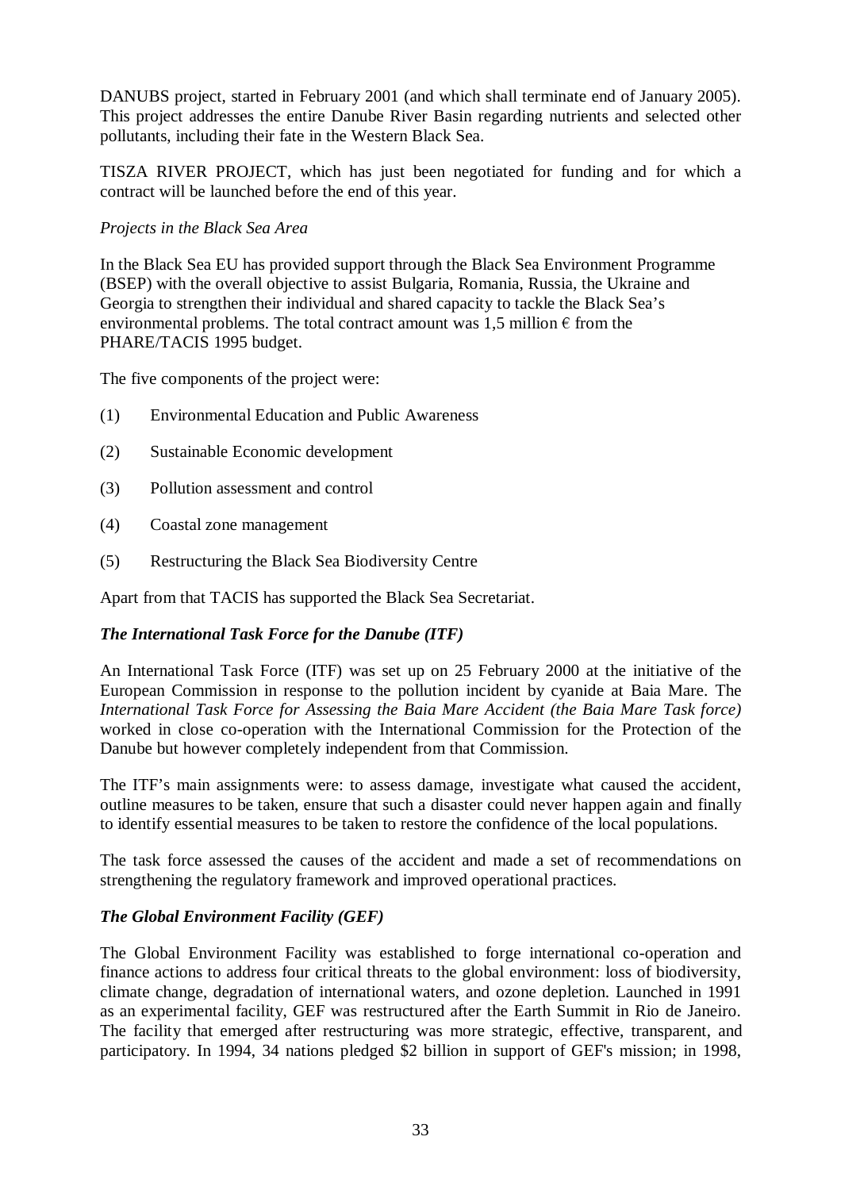DANUBS project, started in February 2001 (and which shall terminate end of January 2005). This project addresses the entire Danube River Basin regarding nutrients and selected other pollutants, including their fate in the Western Black Sea.

TISZA RIVER PROJECT, which has just been negotiated for funding and for which a contract will be launched before the end of this year.

*Projects in the Black Sea Area*

In the Black Sea EU has provided support through the Black Sea Environment Programme (BSEP) with the overall objective to assist Bulgaria, Romania, Russia, the Ukraine and Georgia to strengthen their individual and shared capacity to tackle the Black Sea's environmental problems. The total contract amount was 1,5 million € from the PHARE/TACIS 1995 budget.

The five components of the project were:

(1) Environmental Education and Public Awareness

(2) Sustainable Economic development

(3) Pollution assessment and control

(4) Coastal zone management

(5) Restructuring the Black Sea Biodiversity Centre

Apart from that TACIS has supported the Black Sea Secretariat.

***The International Task Force for the Danube (ITF)***

An International Task Force (ITF) was set up on 25 February 2000 at the initiative of the European Commission in response to the pollution incident by cyanide at Baia Mare. The *International Task Force for Assessing the Baia Mare Accident (the Baia Mare Task force)* worked in close co-operation with the International Commission for the Protection of the Danube but however completely independent from that Commission.

The ITF's main assignments were: to assess damage, investigate what caused the accident, outline measures to be taken, ensure that such a disaster could never happen again and finally to identify essential measures to be taken to restore the confidence of the local populations.

The task force assessed the causes of the accident and made a set of recommendations on strengthening the regulatory framework and improved operational practices.

***The Global Environment Facility (GEF)***

The Global Environment Facility was established to forge international co-operation and finance actions to address four critical threats to the global environment: loss of biodiversity, climate change, degradation of international waters, and ozone depletion. Launched in 1991 as an experimental facility, GEF was restructured after the Earth Summit in Rio de Janeiro. The facility that emerged after restructuring was more strategic, effective, transparent, and participatory. In 1994, 34 nations pledged $2 billion in support of GEF's mission; in 1998,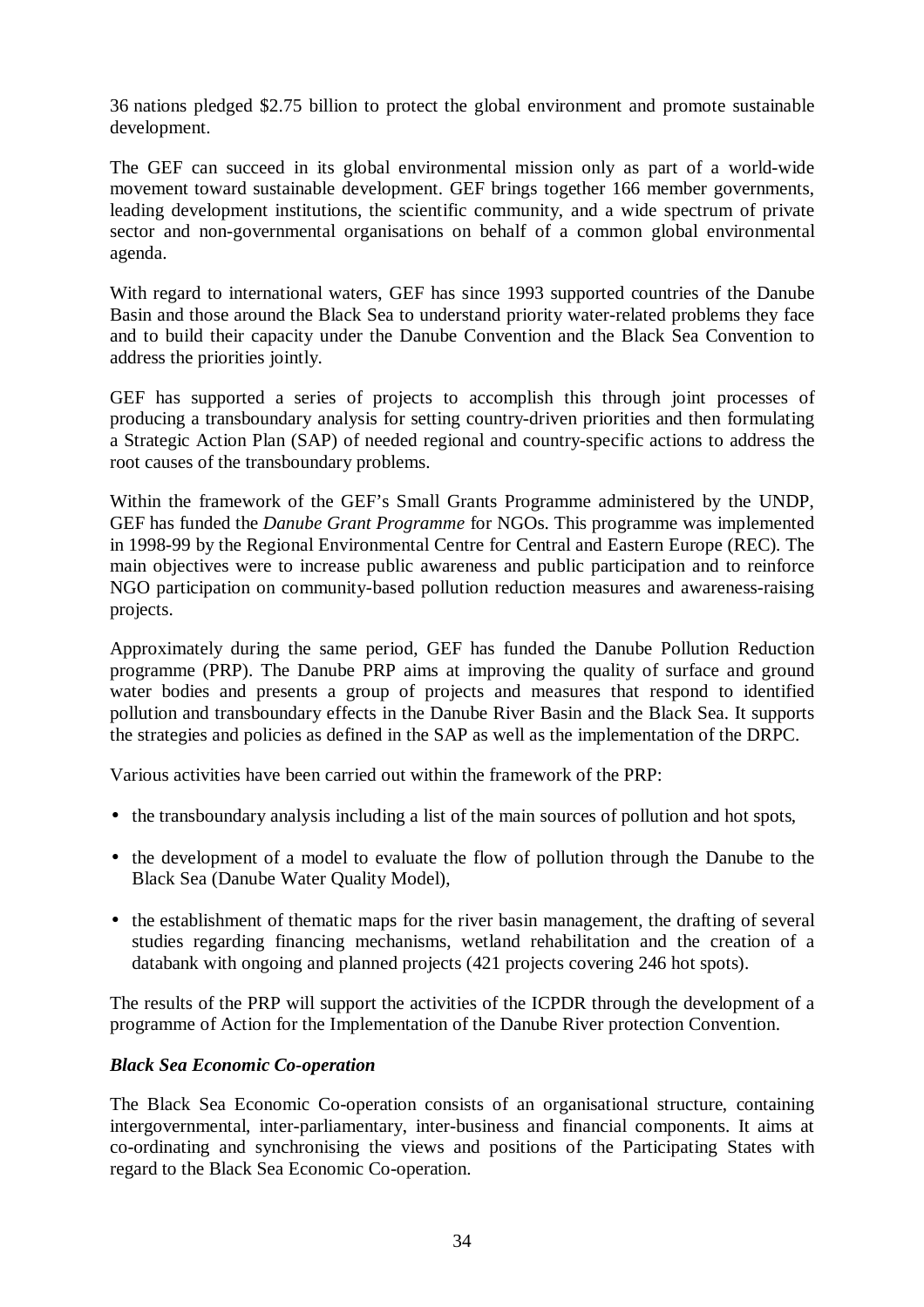36 nations pledged $2.75 billion to protect the global environment and promote sustainable development.

The GEF can succeed in its global environmental mission only as part of a world-wide movement toward sustainable development. GEF brings together 166 member governments, leading development institutions, the scientific community, and a wide spectrum of private sector and non-governmental organisations on behalf of a common global environmental agenda.

With regard to international waters, GEF has since 1993 supported countries of the Danube Basin and those around the Black Sea to understand priority water-related problems they face and to build their capacity under the Danube Convention and the Black Sea Convention to address the priorities jointly.

GEF has supported a series of projects to accomplish this through joint processes of producing a transboundary analysis for setting country-driven priorities and then formulating a Strategic Action Plan (SAP) of needed regional and country-specific actions to address the root causes of the transboundary problems.

Within the framework of the GEF's Small Grants Programme administered by the UNDP, GEF has funded the *Danube Grant Programme* for NGOs. This programme was implemented in 1998-99 by the Regional Environmental Centre for Central and Eastern Europe (REC). The main objectives were to increase public awareness and public participation and to reinforce NGO participation on community-based pollution reduction measures and awareness-raising projects.

Approximately during the same period, GEF has funded the Danube Pollution Reduction programme (PRP). The Danube PRP aims at improving the quality of surface and ground water bodies and presents a group of projects and measures that respond to identified pollution and transboundary effects in the Danube River Basin and the Black Sea. It supports the strategies and policies as defined in the SAP as well as the implementation of the DRPC.

Various activities have been carried out within the framework of the PRP:

- the transboundary analysis including a list of the main sources of pollution and hot spots,
- the development of a model to evaluate the flow of pollution through the Danube to the Black Sea (Danube Water Quality Model),
- the establishment of thematic maps for the river basin management, the drafting of several studies regarding financing mechanisms, wetland rehabilitation and the creation of a databank with ongoing and planned projects (421 projects covering 246 hot spots).

The results of the PRP will support the activities of the ICPDR through the development of a programme of Action for the Implementation of the Danube River protection Convention.

***Black Sea Economic Co-operation***

The Black Sea Economic Co-operation consists of an organisational structure, containing intergovernmental, inter-parliamentary, inter-business and financial components. It aims at co-ordinating and synchronising the views and positions of the Participating States with regard to the Black Sea Economic Co-operation.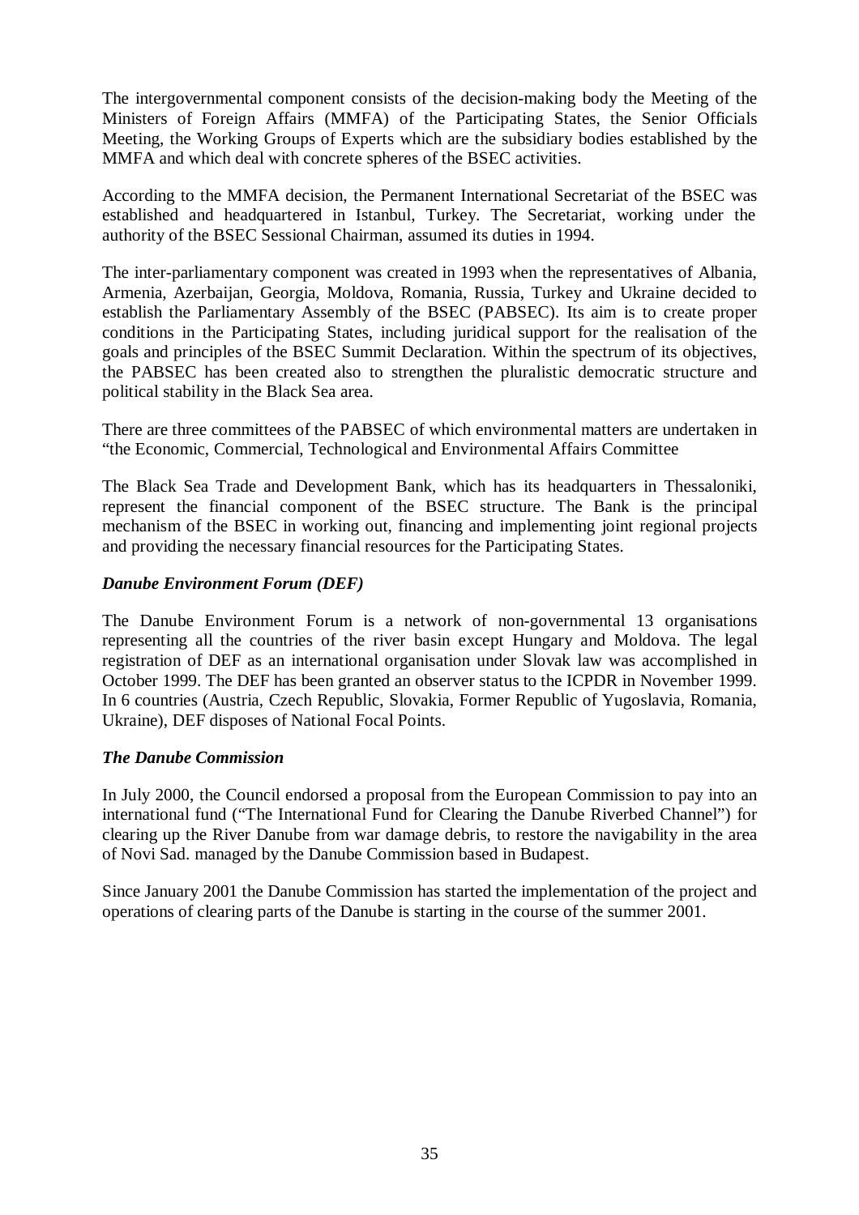The intergovernmental component consists of the decision-making body the Meeting of the Ministers of Foreign Affairs (MMFA) of the Participating States, the Senior Officials Meeting, the Working Groups of Experts which are the subsidiary bodies established by the MMFA and which deal with concrete spheres of the BSEC activities.

According to the MMFA decision, the Permanent International Secretariat of the BSEC was established and headquartered in Istanbul, Turkey. The Secretariat, working under the authority of the BSEC Sessional Chairman, assumed its duties in 1994.

The inter-parliamentary component was created in 1993 when the representatives of Albania, Armenia, Azerbaijan, Georgia, Moldova, Romania, Russia, Turkey and Ukraine decided to establish the Parliamentary Assembly of the BSEC (PABSEC). Its aim is to create proper conditions in the Participating States, including juridical support for the realisation of the goals and principles of the BSEC Summit Declaration. Within the spectrum of its objectives, the PABSEC has been created also to strengthen the pluralistic democratic structure and political stability in the Black Sea area.

There are three committees of the PABSEC of which environmental matters are undertaken in "the Economic, Commercial, Technological and Environmental Affairs Committee

The Black Sea Trade and Development Bank, which has its headquarters in Thessaloniki, represent the financial component of the BSEC structure. The Bank is the principal mechanism of the BSEC in working out, financing and implementing joint regional projects and providing the necessary financial resources for the Participating States.

### *Danube Environment Forum (DEF)*

The Danube Environment Forum is a network of non-governmental 13 organisations representing all the countries of the river basin except Hungary and Moldova. The legal registration of DEF as an international organisation under Slovak law was accomplished in October 1999. The DEF has been granted an observer status to the ICPDR in November 1999. In 6 countries (Austria, Czech Republic, Slovakia, Former Republic of Yugoslavia, Romania, Ukraine), DEF disposes of National Focal Points.

### *The Danube Commission*

In July 2000, the Council endorsed a proposal from the European Commission to pay into an international fund ("The International Fund for Clearing the Danube Riverbed Channel") for clearing up the River Danube from war damage debris, to restore the navigability in the area of Novi Sad. managed by the Danube Commission based in Budapest.

Since January 2001 the Danube Commission has started the implementation of the project and operations of clearing parts of the Danube is starting in the course of the summer 2001.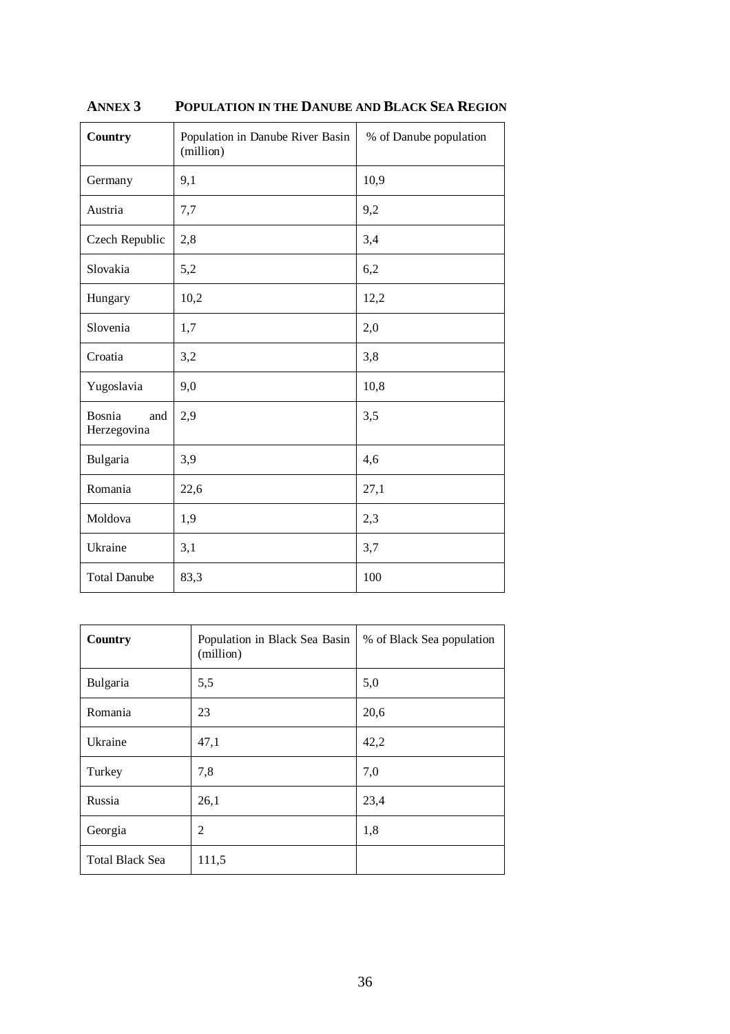## ANNEX 3 POPULATION IN THE DANUBE AND BLACK SEA REGION

| Country | Population in Danube River Basin (million) | % of Danube population |
|---|---|---|
| Germany | 9,1 | 10,9 |
| Austria | 7,7 | 9,2 |
| Czech Republic | 2,8 | 3,4 |
| Slovakia | 5,2 | 6,2 |
| Hungary | 10,2 | 12,2 |
| Slovenia | 1,7 | 2,0 |
| Croatia | 3,2 | 3,8 |
| Yugoslavia | 9,0 | 10,8 |
| Bosnia and Herzegovina | 2,9 | 3,5 |
| Bulgaria | 3,9 | 4,6 |
| Romania | 22,6 | 27,1 |
| Moldova | 1,9 | 2,3 |
| Ukraine | 3,1 | 3,7 |
| Total Danube | 83,3 | 100 |

| Country | Population in Black Sea Basin (million) | % of Black Sea population |
|---|---|---|
| Bulgaria | 5,5 | 5,0 |
| Romania | 23 | 20,6 |
| Ukraine | 47,1 | 42,2 |
| Turkey | 7,8 | 7,0 |
| Russia | 26,1 | 23,4 |
| Georgia | 2 | 1,8 |
| Total Black Sea | 111,5 | |